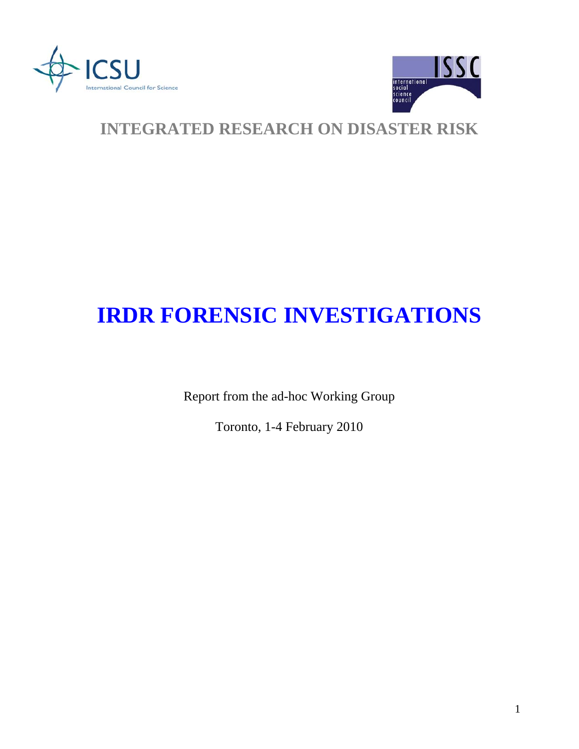ICSU

International Council for Science

ISSC

international social science council

## INTEGRATED RESEARCH ON DISASTER RISK

# IRDR FORENSIC INVESTIGATIONS

Report from the ad-hoc Working Group

Toronto, 1-4 February 2010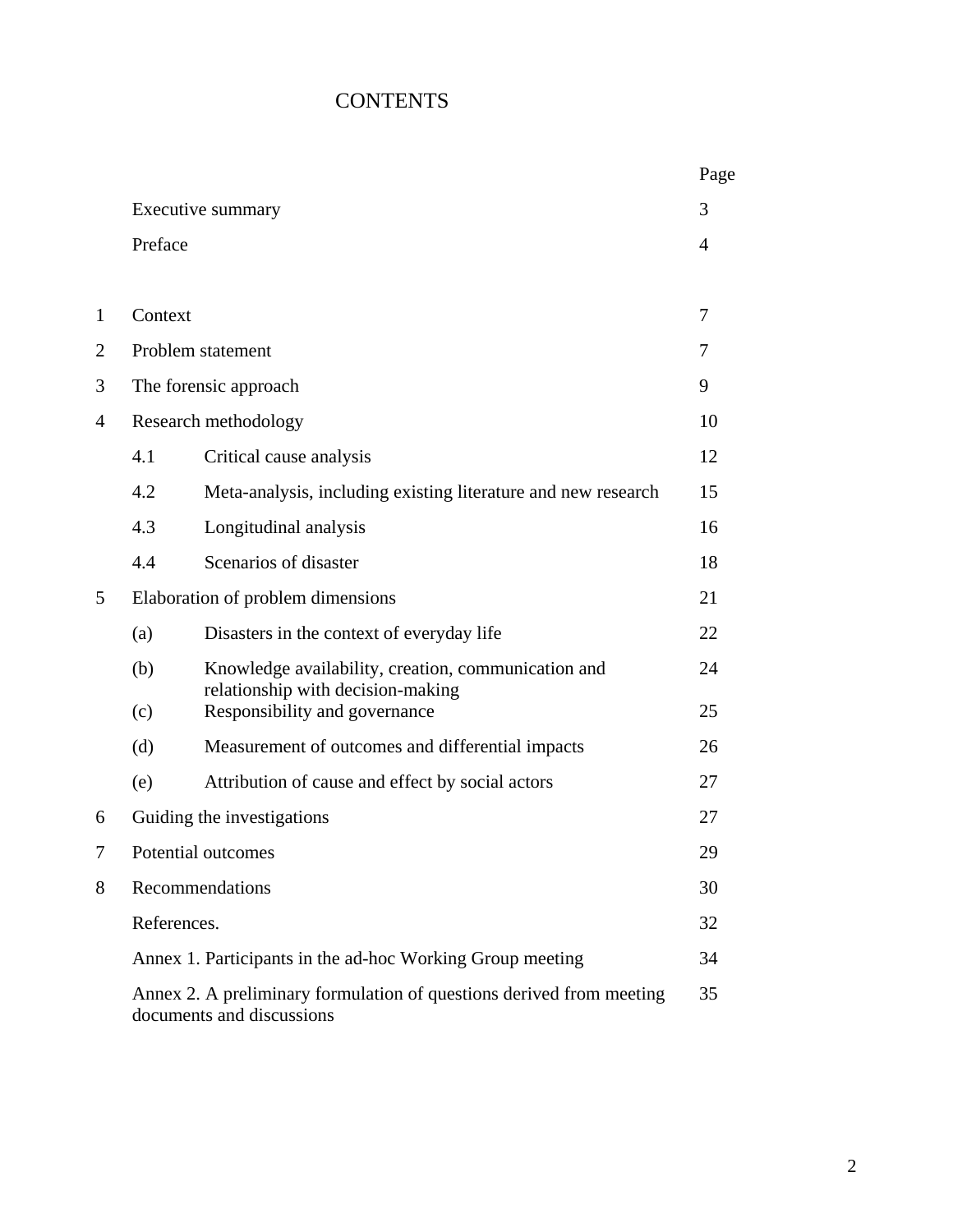# CONTENTS

| | | | Page |
|---|---|---|---|
| | Executive summary | | 3 |
| | Preface | | 4 |
| 1 | Context | | 7 |
| 2 | Problem statement | | 7 |
| 3 | The forensic approach | | 9 |
| 4 | Research methodology | | 10 |
| | 4.1 | Critical cause analysis | 12 |
| | 4.2 | Meta-analysis, including existing literature and new research | 15 |
| | 4.3 | Longitudinal analysis | 16 |
| | 4.4 | Scenarios of disaster | 18 |
| 5 | Elaboration of problem dimensions | | 21 |
| | (a) | Disasters in the context of everyday life | 22 |
| | (b) | Knowledge availability, creation, communication and relationship with decision-making | 24 |
| | (c) | Responsibility and governance | 25 |
| | (d) | Measurement of outcomes and differential impacts | 26 |
| | (e) | Attribution of cause and effect by social actors | 27 |
| 6 | Guiding the investigations | | 27 |
| 7 | Potential outcomes | | 29 |
| 8 | Recommendations | | 30 |
| | References. | | 32 |
| | Annex 1. Participants in the ad-hoc Working Group meeting | | 34 |
| | Annex 2. A preliminary formulation of questions derived from meeting documents and discussions | | 35 |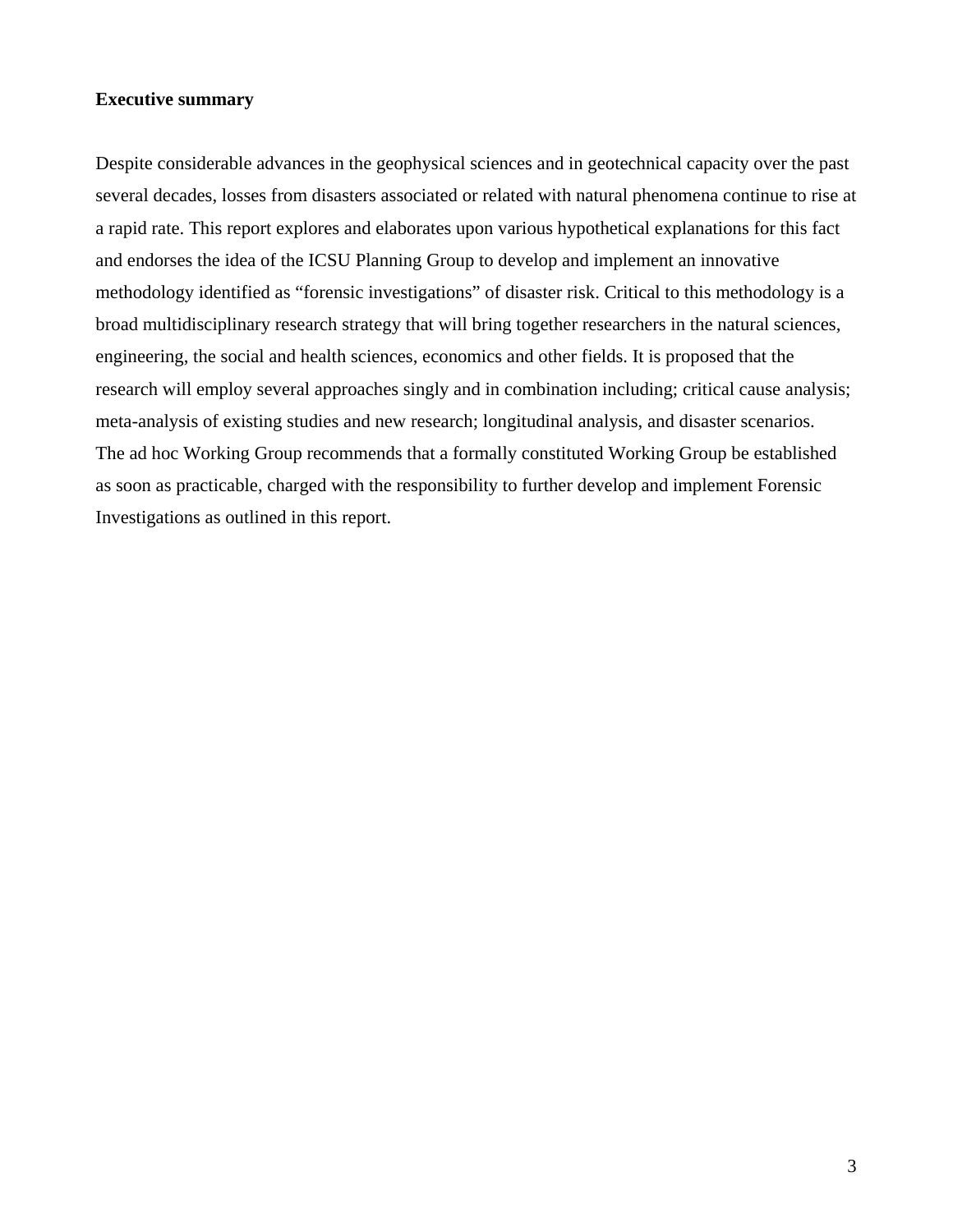**Executive summary**

Despite considerable advances in the geophysical sciences and in geotechnical capacity over the past several decades, losses from disasters associated or related with natural phenomena continue to rise at a rapid rate. This report explores and elaborates upon various hypothetical explanations for this fact and endorses the idea of the ICSU Planning Group to develop and implement an innovative methodology identified as "forensic investigations" of disaster risk. Critical to this methodology is a broad multidisciplinary research strategy that will bring together researchers in the natural sciences, engineering, the social and health sciences, economics and other fields. It is proposed that the research will employ several approaches singly and in combination including; critical cause analysis; meta-analysis of existing studies and new research; longitudinal analysis, and disaster scenarios. The ad hoc Working Group recommends that a formally constituted Working Group be established as soon as practicable, charged with the responsibility to further develop and implement Forensic Investigations as outlined in this report.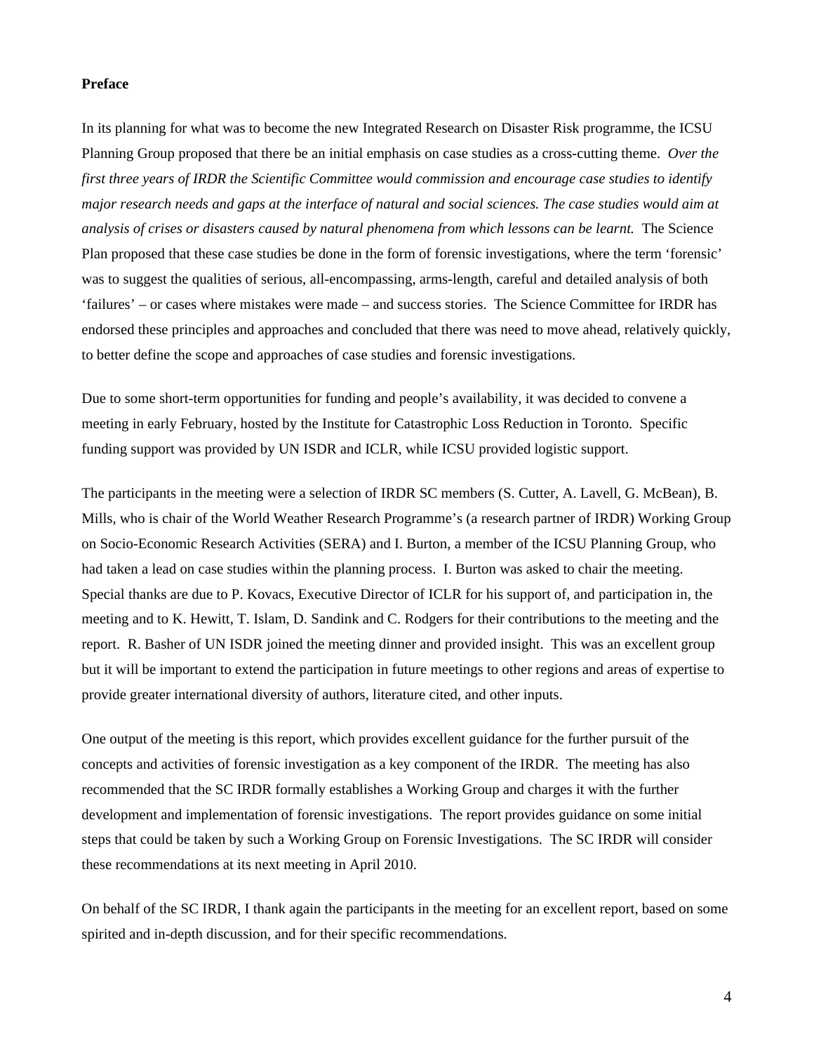**Preface**

In its planning for what was to become the new Integrated Research on Disaster Risk programme, the ICSU Planning Group proposed that there be an initial emphasis on case studies as a cross-cutting theme. *Over the first three years of IRDR the Scientific Committee would commission and encourage case studies to identify major research needs and gaps at the interface of natural and social sciences. The case studies would aim at analysis of crises or disasters caused by natural phenomena from which lessons can be learnt.* The Science Plan proposed that these case studies be done in the form of forensic investigations, where the term 'forensic' was to suggest the qualities of serious, all-encompassing, arms-length, careful and detailed analysis of both 'failures' – or cases where mistakes were made – and success stories. The Science Committee for IRDR has endorsed these principles and approaches and concluded that there was need to move ahead, relatively quickly, to better define the scope and approaches of case studies and forensic investigations.

Due to some short-term opportunities for funding and people's availability, it was decided to convene a meeting in early February, hosted by the Institute for Catastrophic Loss Reduction in Toronto. Specific funding support was provided by UN ISDR and ICLR, while ICSU provided logistic support.

The participants in the meeting were a selection of IRDR SC members (S. Cutter, A. Lavell, G. McBean), B. Mills, who is chair of the World Weather Research Programme's (a research partner of IRDR) Working Group on Socio-Economic Research Activities (SERA) and I. Burton, a member of the ICSU Planning Group, who had taken a lead on case studies within the planning process. I. Burton was asked to chair the meeting. Special thanks are due to P. Kovacs, Executive Director of ICLR for his support of, and participation in, the meeting and to K. Hewitt, T. Islam, D. Sandink and C. Rodgers for their contributions to the meeting and the report. R. Basher of UN ISDR joined the meeting dinner and provided insight. This was an excellent group but it will be important to extend the participation in future meetings to other regions and areas of expertise to provide greater international diversity of authors, literature cited, and other inputs.

One output of the meeting is this report, which provides excellent guidance for the further pursuit of the concepts and activities of forensic investigation as a key component of the IRDR. The meeting has also recommended that the SC IRDR formally establishes a Working Group and charges it with the further development and implementation of forensic investigations. The report provides guidance on some initial steps that could be taken by such a Working Group on Forensic Investigations. The SC IRDR will consider these recommendations at its next meeting in April 2010.

On behalf of the SC IRDR, I thank again the participants in the meeting for an excellent report, based on some spirited and in-depth discussion, and for their specific recommendations.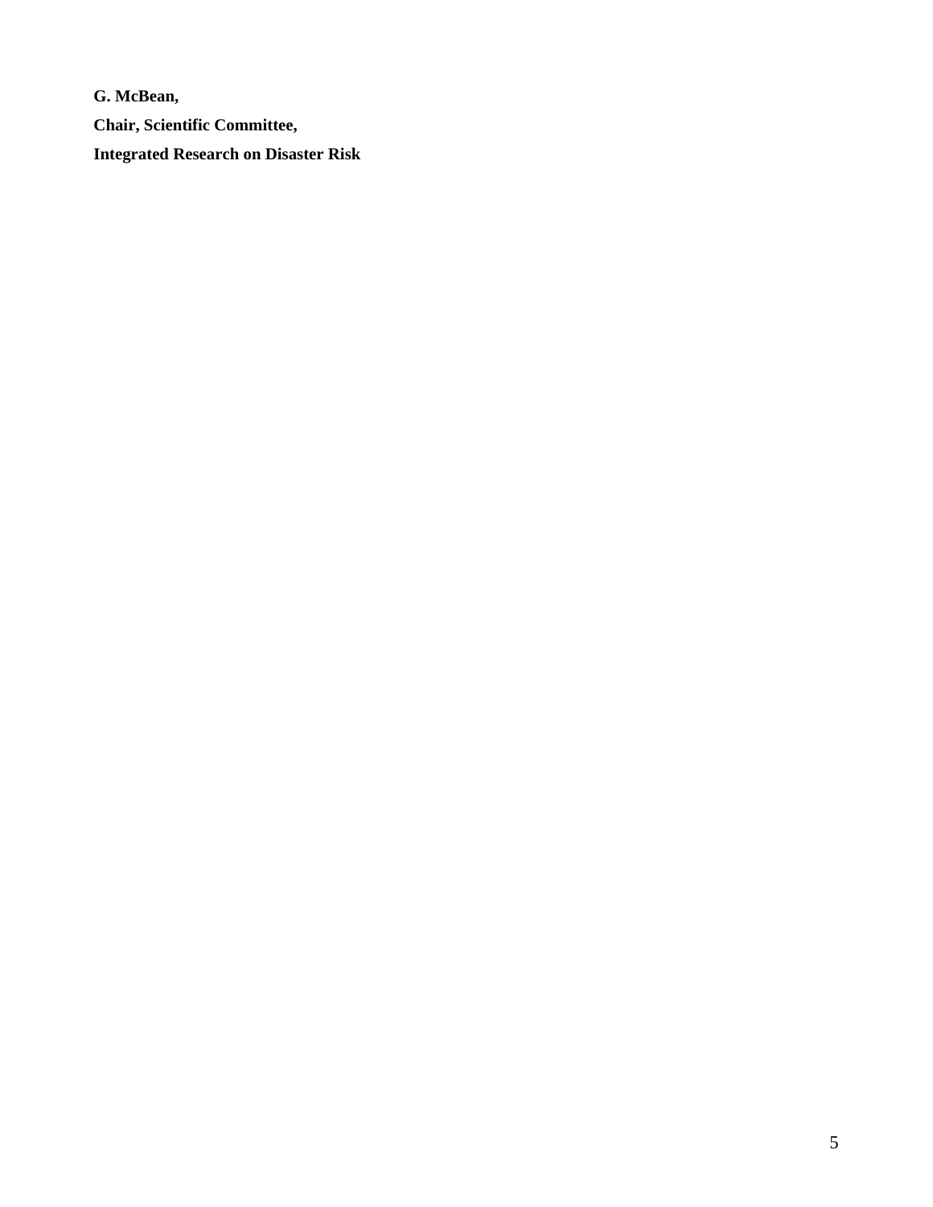**G. McBean,**

**Chair, Scientific Committee,**

**Integrated Research on Disaster Risk**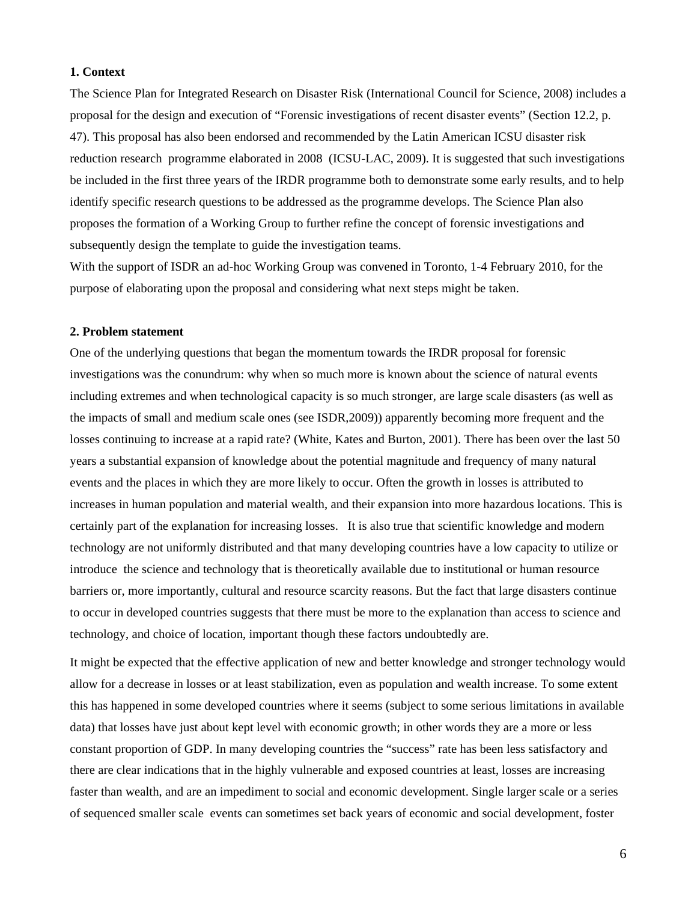**1. Context**

The Science Plan for Integrated Research on Disaster Risk (International Council for Science, 2008) includes a proposal for the design and execution of "Forensic investigations of recent disaster events" (Section 12.2, p. 47). This proposal has also been endorsed and recommended by the Latin American ICSU disaster risk reduction research programme elaborated in 2008 (ICSU-LAC, 2009). It is suggested that such investigations be included in the first three years of the IRDR programme both to demonstrate some early results, and to help identify specific research questions to be addressed as the programme develops. The Science Plan also proposes the formation of a Working Group to further refine the concept of forensic investigations and subsequently design the template to guide the investigation teams.

With the support of ISDR an ad-hoc Working Group was convened in Toronto, 1-4 February 2010, for the purpose of elaborating upon the proposal and considering what next steps might be taken.

**2. Problem statement**

One of the underlying questions that began the momentum towards the IRDR proposal for forensic investigations was the conundrum: why when so much more is known about the science of natural events including extremes and when technological capacity is so much stronger, are large scale disasters (as well as the impacts of small and medium scale ones (see ISDR,2009)) apparently becoming more frequent and the losses continuing to increase at a rapid rate? (White, Kates and Burton, 2001). There has been over the last 50 years a substantial expansion of knowledge about the potential magnitude and frequency of many natural events and the places in which they are more likely to occur. Often the growth in losses is attributed to increases in human population and material wealth, and their expansion into more hazardous locations. This is certainly part of the explanation for increasing losses. It is also true that scientific knowledge and modern technology are not uniformly distributed and that many developing countries have a low capacity to utilize or introduce the science and technology that is theoretically available due to institutional or human resource barriers or, more importantly, cultural and resource scarcity reasons. But the fact that large disasters continue to occur in developed countries suggests that there must be more to the explanation than access to science and technology, and choice of location, important though these factors undoubtedly are.

It might be expected that the effective application of new and better knowledge and stronger technology would allow for a decrease in losses or at least stabilization, even as population and wealth increase. To some extent this has happened in some developed countries where it seems (subject to some serious limitations in available data) that losses have just about kept level with economic growth; in other words they are a more or less constant proportion of GDP. In many developing countries the "success" rate has been less satisfactory and there are clear indications that in the highly vulnerable and exposed countries at least, losses are increasing faster than wealth, and are an impediment to social and economic development. Single larger scale or a series of sequenced smaller scale events can sometimes set back years of economic and social development, foster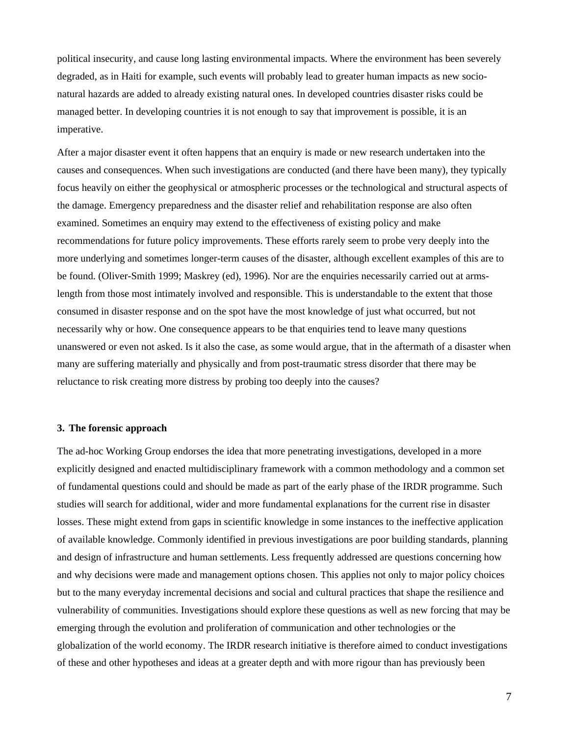political insecurity, and cause long lasting environmental impacts. Where the environment has been severely degraded, as in Haiti for example, such events will probably lead to greater human impacts as new socio-natural hazards are added to already existing natural ones. In developed countries disaster risks could be managed better. In developing countries it is not enough to say that improvement is possible, it is an imperative.

After a major disaster event it often happens that an enquiry is made or new research undertaken into the causes and consequences. When such investigations are conducted (and there have been many), they typically focus heavily on either the geophysical or atmospheric processes or the technological and structural aspects of the damage. Emergency preparedness and the disaster relief and rehabilitation response are also often examined. Sometimes an enquiry may extend to the effectiveness of existing policy and make recommendations for future policy improvements. These efforts rarely seem to probe very deeply into the more underlying and sometimes longer-term causes of the disaster, although excellent examples of this are to be found. (Oliver-Smith 1999; Maskrey (ed), 1996). Nor are the enquiries necessarily carried out at arms-length from those most intimately involved and responsible. This is understandable to the extent that those consumed in disaster response and on the spot have the most knowledge of just what occurred, but not necessarily why or how. One consequence appears to be that enquiries tend to leave many questions unanswered or even not asked. Is it also the case, as some would argue, that in the aftermath of a disaster when many are suffering materially and physically and from post-traumatic stress disorder that there may be reluctance to risk creating more distress by probing too deeply into the causes?

### 3. The forensic approach

The ad-hoc Working Group endorses the idea that more penetrating investigations, developed in a more explicitly designed and enacted multidisciplinary framework with a common methodology and a common set of fundamental questions could and should be made as part of the early phase of the IRDR programme. Such studies will search for additional, wider and more fundamental explanations for the current rise in disaster losses. These might extend from gaps in scientific knowledge in some instances to the ineffective application of available knowledge. Commonly identified in previous investigations are poor building standards, planning and design of infrastructure and human settlements. Less frequently addressed are questions concerning how and why decisions were made and management options chosen. This applies not only to major policy choices but to the many everyday incremental decisions and social and cultural practices that shape the resilience and vulnerability of communities. Investigations should explore these questions as well as new forcing that may be emerging through the evolution and proliferation of communication and other technologies or the globalization of the world economy. The IRDR research initiative is therefore aimed to conduct investigations of these and other hypotheses and ideas at a greater depth and with more rigour than has previously been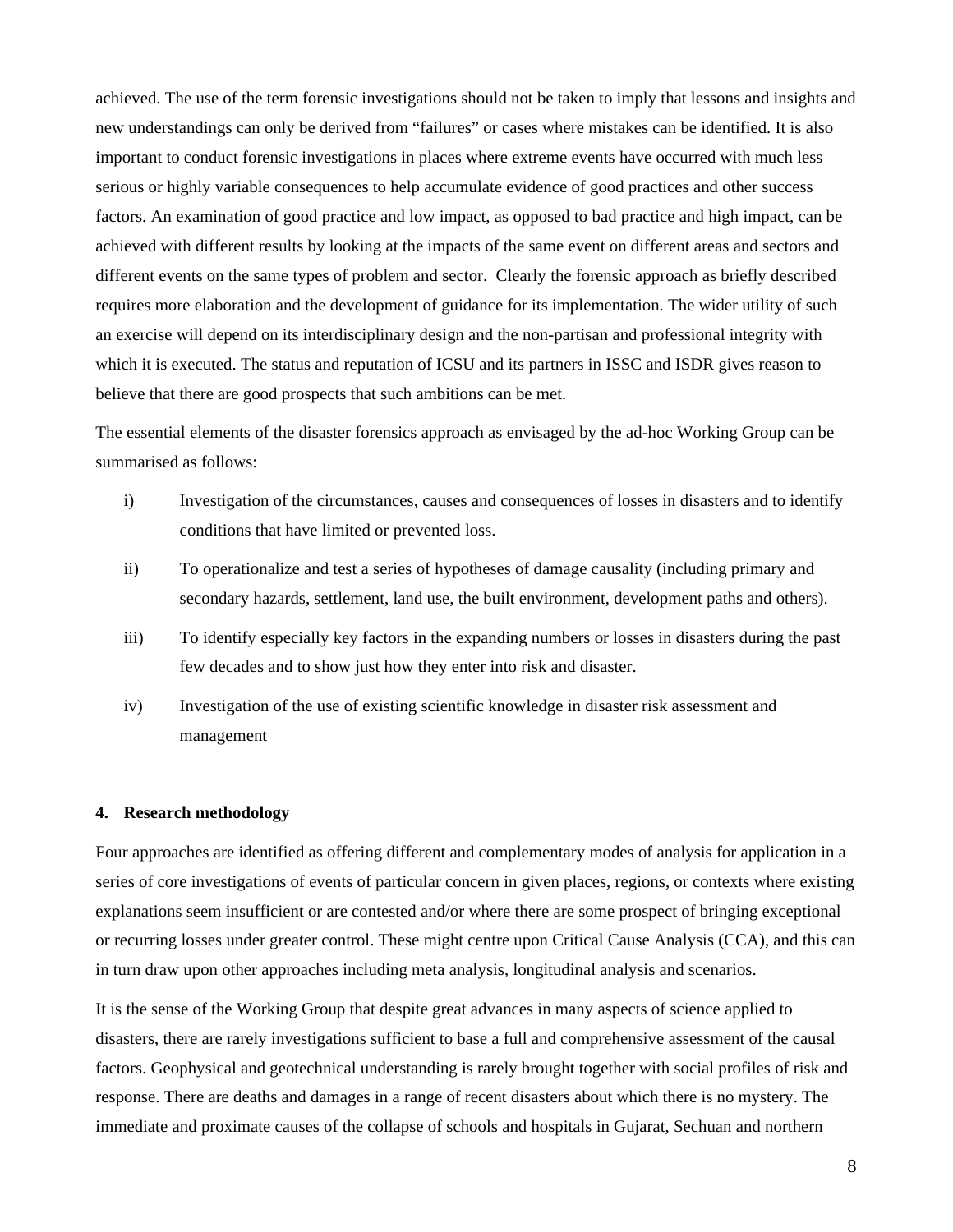achieved. The use of the term forensic investigations should not be taken to imply that lessons and insights and new understandings can only be derived from "failures" or cases where mistakes can be identified. It is also important to conduct forensic investigations in places where extreme events have occurred with much less serious or highly variable consequences to help accumulate evidence of good practices and other success factors. An examination of good practice and low impact, as opposed to bad practice and high impact, can be achieved with different results by looking at the impacts of the same event on different areas and sectors and different events on the same types of problem and sector. Clearly the forensic approach as briefly described requires more elaboration and the development of guidance for its implementation. The wider utility of such an exercise will depend on its interdisciplinary design and the non-partisan and professional integrity with which it is executed. The status and reputation of ICSU and its partners in ISSC and ISDR gives reason to believe that there are good prospects that such ambitions can be met.

The essential elements of the disaster forensics approach as envisaged by the ad-hoc Working Group can be summarised as follows:

i) Investigation of the circumstances, causes and consequences of losses in disasters and to identify conditions that have limited or prevented loss.

ii) To operationalize and test a series of hypotheses of damage causality (including primary and secondary hazards, settlement, land use, the built environment, development paths and others).

iii) To identify especially key factors in the expanding numbers or losses in disasters during the past few decades and to show just how they enter into risk and disaster.

iv) Investigation of the use of existing scientific knowledge in disaster risk assessment and management

## 4. Research methodology

Four approaches are identified as offering different and complementary modes of analysis for application in a series of core investigations of events of particular concern in given places, regions, or contexts where existing explanations seem insufficient or are contested and/or where there are some prospect of bringing exceptional or recurring losses under greater control. These might centre upon Critical Cause Analysis (CCA), and this can in turn draw upon other approaches including meta analysis, longitudinal analysis and scenarios.

It is the sense of the Working Group that despite great advances in many aspects of science applied to disasters, there are rarely investigations sufficient to base a full and comprehensive assessment of the causal factors. Geophysical and geotechnical understanding is rarely brought together with social profiles of risk and response. There are deaths and damages in a range of recent disasters about which there is no mystery. The immediate and proximate causes of the collapse of schools and hospitals in Gujarat, Sechuan and northern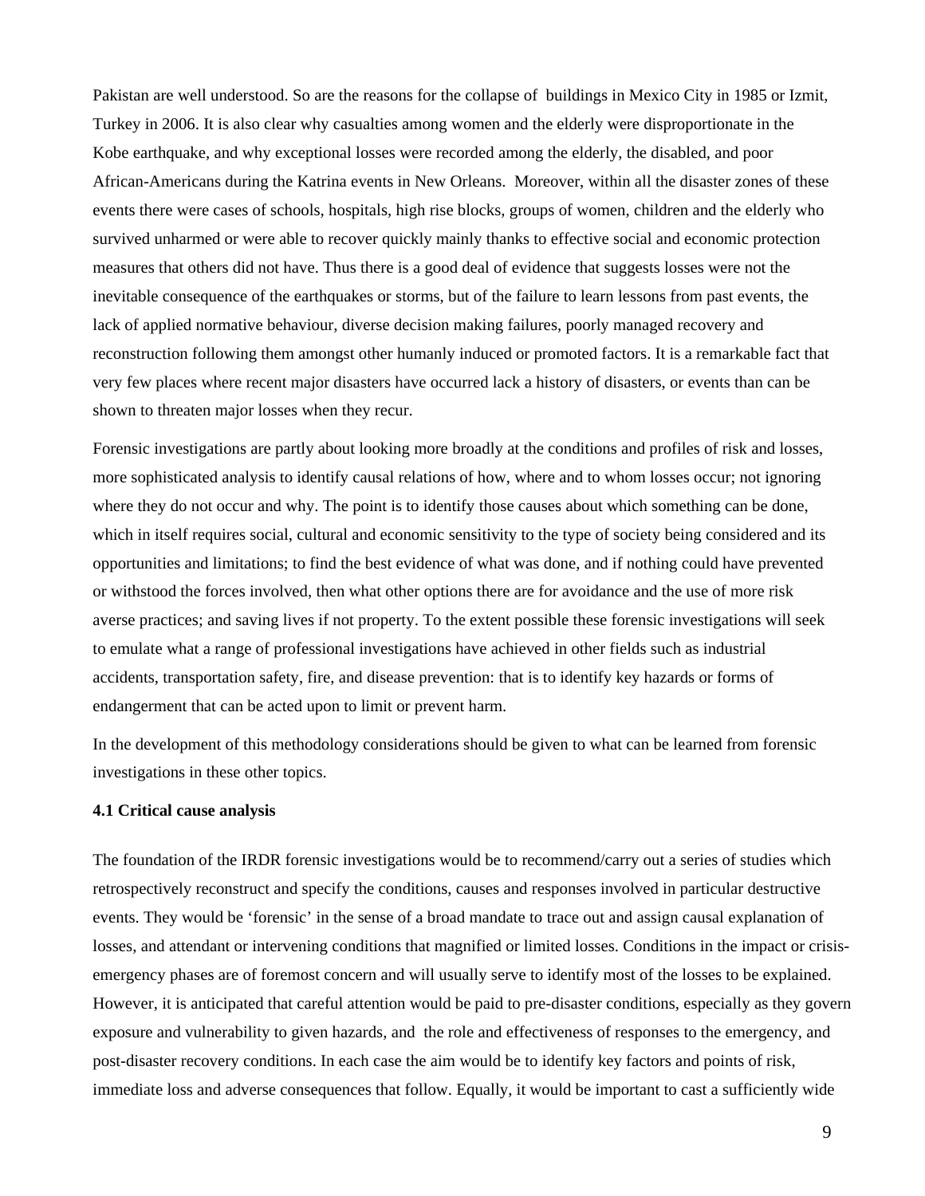Pakistan are well understood. So are the reasons for the collapse of buildings in Mexico City in 1985 or Izmit, Turkey in 2006. It is also clear why casualties among women and the elderly were disproportionate in the Kobe earthquake, and why exceptional losses were recorded among the elderly, the disabled, and poor African-Americans during the Katrina events in New Orleans. Moreover, within all the disaster zones of these events there were cases of schools, hospitals, high rise blocks, groups of women, children and the elderly who survived unharmed or were able to recover quickly mainly thanks to effective social and economic protection measures that others did not have. Thus there is a good deal of evidence that suggests losses were not the inevitable consequence of the earthquakes or storms, but of the failure to learn lessons from past events, the lack of applied normative behaviour, diverse decision making failures, poorly managed recovery and reconstruction following them amongst other humanly induced or promoted factors. It is a remarkable fact that very few places where recent major disasters have occurred lack a history of disasters, or events than can be shown to threaten major losses when they recur.

Forensic investigations are partly about looking more broadly at the conditions and profiles of risk and losses, more sophisticated analysis to identify causal relations of how, where and to whom losses occur; not ignoring where they do not occur and why. The point is to identify those causes about which something can be done, which in itself requires social, cultural and economic sensitivity to the type of society being considered and its opportunities and limitations; to find the best evidence of what was done, and if nothing could have prevented or withstood the forces involved, then what other options there are for avoidance and the use of more risk averse practices; and saving lives if not property. To the extent possible these forensic investigations will seek to emulate what a range of professional investigations have achieved in other fields such as industrial accidents, transportation safety, fire, and disease prevention: that is to identify key hazards or forms of endangerment that can be acted upon to limit or prevent harm.

In the development of this methodology considerations should be given to what can be learned from forensic investigations in these other topics.

**4.1 Critical cause analysis**

The foundation of the IRDR forensic investigations would be to recommend/carry out a series of studies which retrospectively reconstruct and specify the conditions, causes and responses involved in particular destructive events. They would be 'forensic' in the sense of a broad mandate to trace out and assign causal explanation of losses, and attendant or intervening conditions that magnified or limited losses. Conditions in the impact or crisis-emergency phases are of foremost concern and will usually serve to identify most of the losses to be explained. However, it is anticipated that careful attention would be paid to pre-disaster conditions, especially as they govern exposure and vulnerability to given hazards, and the role and effectiveness of responses to the emergency, and post-disaster recovery conditions. In each case the aim would be to identify key factors and points of risk, immediate loss and adverse consequences that follow. Equally, it would be important to cast a sufficiently wide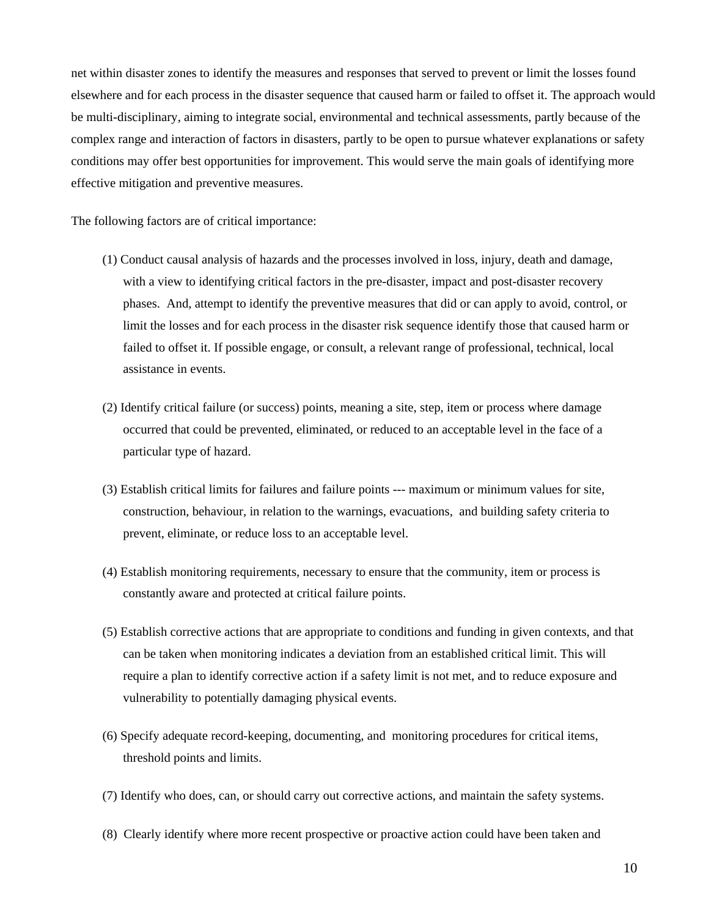net within disaster zones to identify the measures and responses that served to prevent or limit the losses found elsewhere and for each process in the disaster sequence that caused harm or failed to offset it. The approach would be multi-disciplinary, aiming to integrate social, environmental and technical assessments, partly because of the complex range and interaction of factors in disasters, partly to be open to pursue whatever explanations or safety conditions may offer best opportunities for improvement. This would serve the main goals of identifying more effective mitigation and preventive measures.

The following factors are of critical importance:

(1) Conduct causal analysis of hazards and the processes involved in loss, injury, death and damage, with a view to identifying critical factors in the pre-disaster, impact and post-disaster recovery phases. And, attempt to identify the preventive measures that did or can apply to avoid, control, or limit the losses and for each process in the disaster risk sequence identify those that caused harm or failed to offset it. If possible engage, or consult, a relevant range of professional, technical, local assistance in events.

(2) Identify critical failure (or success) points, meaning a site, step, item or process where damage occurred that could be prevented, eliminated, or reduced to an acceptable level in the face of a particular type of hazard.

(3) Establish critical limits for failures and failure points --- maximum or minimum values for site, construction, behaviour, in relation to the warnings, evacuations, and building safety criteria to prevent, eliminate, or reduce loss to an acceptable level.

(4) Establish monitoring requirements, necessary to ensure that the community, item or process is constantly aware and protected at critical failure points.

(5) Establish corrective actions that are appropriate to conditions and funding in given contexts, and that can be taken when monitoring indicates a deviation from an established critical limit. This will require a plan to identify corrective action if a safety limit is not met, and to reduce exposure and vulnerability to potentially damaging physical events.

(6) Specify adequate record-keeping, documenting, and monitoring procedures for critical items, threshold points and limits.

(7) Identify who does, can, or should carry out corrective actions, and maintain the safety systems.

(8) Clearly identify where more recent prospective or proactive action could have been taken and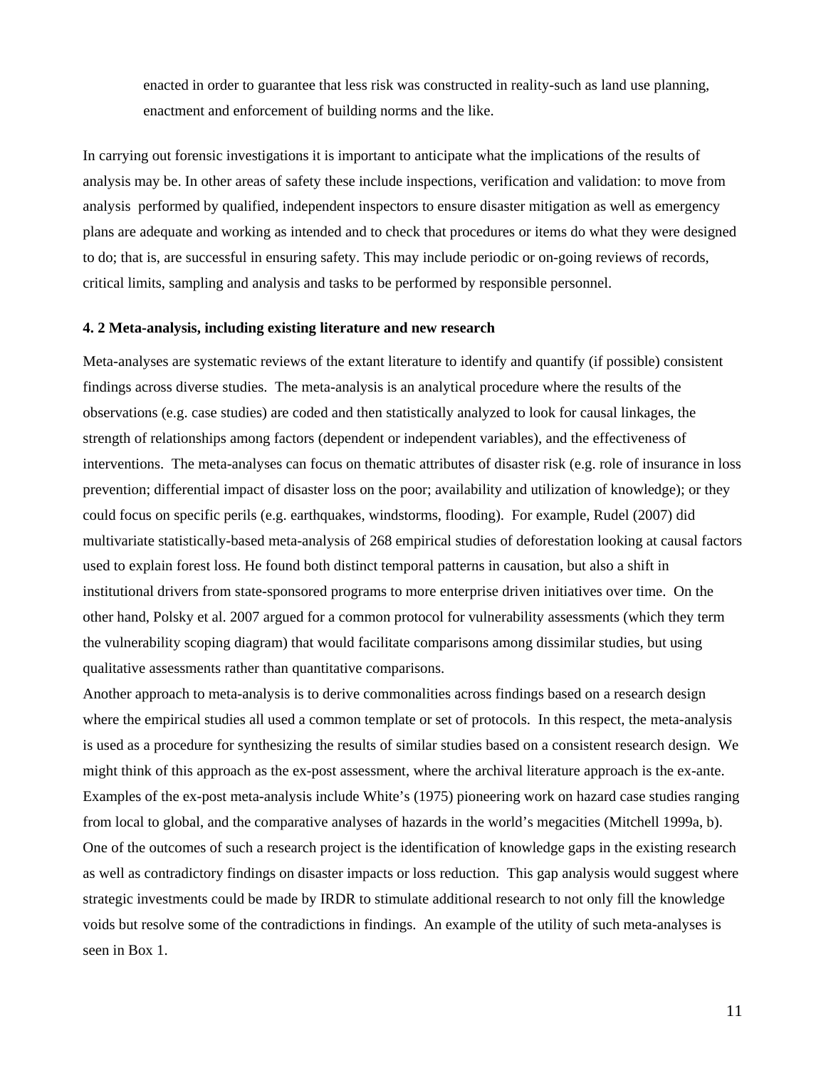enacted in order to guarantee that less risk was constructed in reality-such as land use planning, enactment and enforcement of building norms and the like.

In carrying out forensic investigations it is important to anticipate what the implications of the results of analysis may be. In other areas of safety these include inspections, verification and validation: to move from analysis performed by qualified, independent inspectors to ensure disaster mitigation as well as emergency plans are adequate and working as intended and to check that procedures or items do what they were designed to do; that is, are successful in ensuring safety. This may include periodic or on-going reviews of records, critical limits, sampling and analysis and tasks to be performed by responsible personnel.

**4. 2 Meta-analysis, including existing literature and new research**

Meta-analyses are systematic reviews of the extant literature to identify and quantify (if possible) consistent findings across diverse studies. The meta-analysis is an analytical procedure where the results of the observations (e.g. case studies) are coded and then statistically analyzed to look for causal linkages, the strength of relationships among factors (dependent or independent variables), and the effectiveness of interventions. The meta-analyses can focus on thematic attributes of disaster risk (e.g. role of insurance in loss prevention; differential impact of disaster loss on the poor; availability and utilization of knowledge); or they could focus on specific perils (e.g. earthquakes, windstorms, flooding). For example, Rudel (2007) did multivariate statistically-based meta-analysis of 268 empirical studies of deforestation looking at causal factors used to explain forest loss. He found both distinct temporal patterns in causation, but also a shift in institutional drivers from state-sponsored programs to more enterprise driven initiatives over time. On the other hand, Polsky et al. 2007 argued for a common protocol for vulnerability assessments (which they term the vulnerability scoping diagram) that would facilitate comparisons among dissimilar studies, but using qualitative assessments rather than quantitative comparisons.

Another approach to meta-analysis is to derive commonalities across findings based on a research design where the empirical studies all used a common template or set of protocols. In this respect, the meta-analysis is used as a procedure for synthesizing the results of similar studies based on a consistent research design. We might think of this approach as the ex-post assessment, where the archival literature approach is the ex-ante. Examples of the ex-post meta-analysis include White's (1975) pioneering work on hazard case studies ranging from local to global, and the comparative analyses of hazards in the world's megacities (Mitchell 1999a, b). One of the outcomes of such a research project is the identification of knowledge gaps in the existing research as well as contradictory findings on disaster impacts or loss reduction. This gap analysis would suggest where strategic investments could be made by IRDR to stimulate additional research to not only fill the knowledge voids but resolve some of the contradictions in findings. An example of the utility of such meta-analyses is seen in Box 1.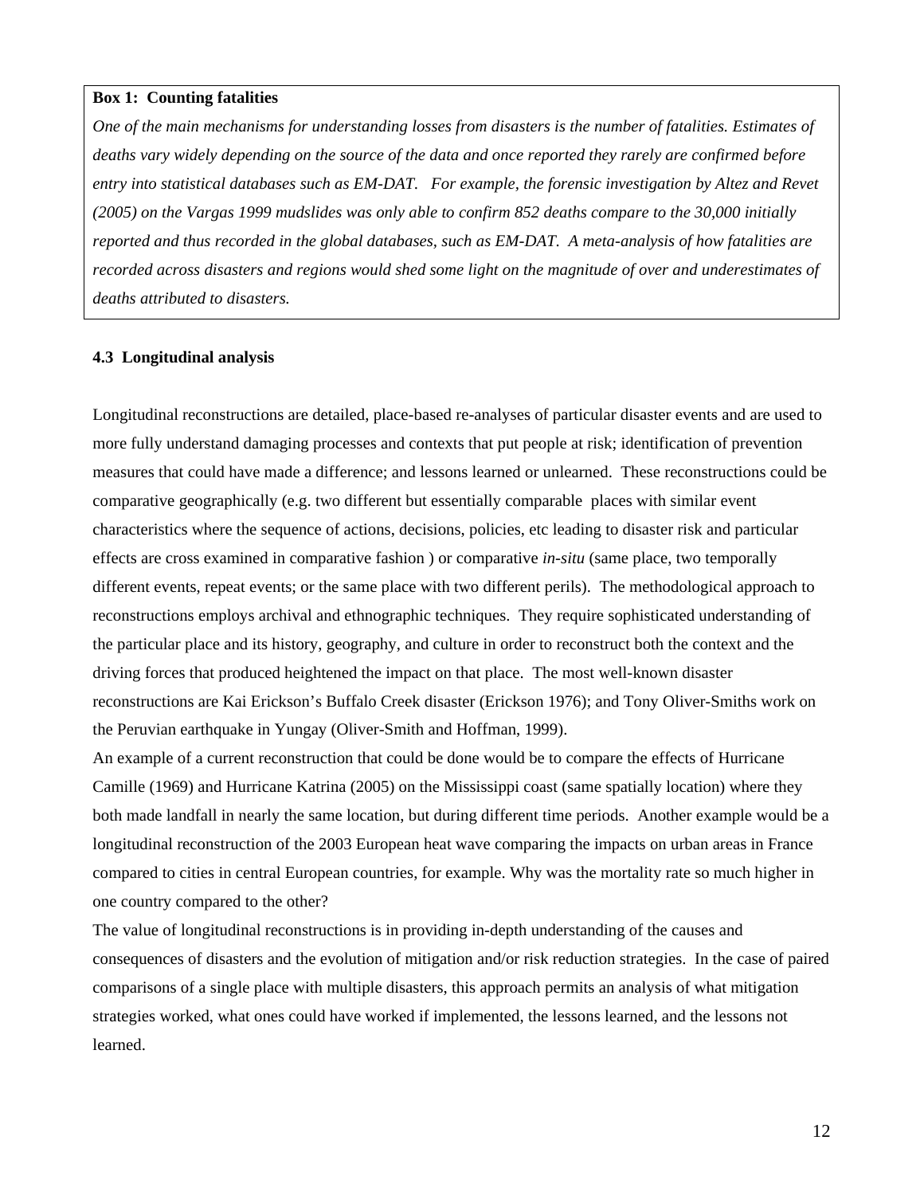**Box 1: Counting fatalities**

*One of the main mechanisms for understanding losses from disasters is the number of fatalities. Estimates of deaths vary widely depending on the source of the data and once reported they rarely are confirmed before entry into statistical databases such as EM-DAT. For example, the forensic investigation by Altez and Revet (2005) on the Vargas 1999 mudslides was only able to confirm 852 deaths compare to the 30,000 initially reported and thus recorded in the global databases, such as EM-DAT. A meta-analysis of how fatalities are recorded across disasters and regions would shed some light on the magnitude of over and underestimates of deaths attributed to disasters.*

### 4.3 Longitudinal analysis

Longitudinal reconstructions are detailed, place-based re-analyses of particular disaster events and are used to more fully understand damaging processes and contexts that put people at risk; identification of prevention measures that could have made a difference; and lessons learned or unlearned. These reconstructions could be comparative geographically (e.g. two different but essentially comparable places with similar event characteristics where the sequence of actions, decisions, policies, etc leading to disaster risk and particular effects are cross examined in comparative fashion ) or comparative *in-situ* (same place, two temporally different events, repeat events; or the same place with two different perils). The methodological approach to reconstructions employs archival and ethnographic techniques. They require sophisticated understanding of the particular place and its history, geography, and culture in order to reconstruct both the context and the driving forces that produced heightened the impact on that place. The most well-known disaster reconstructions are Kai Erickson's Buffalo Creek disaster (Erickson 1976); and Tony Oliver-Smiths work on the Peruvian earthquake in Yungay (Oliver-Smith and Hoffman, 1999).

An example of a current reconstruction that could be done would be to compare the effects of Hurricane Camille (1969) and Hurricane Katrina (2005) on the Mississippi coast (same spatially location) where they both made landfall in nearly the same location, but during different time periods. Another example would be a longitudinal reconstruction of the 2003 European heat wave comparing the impacts on urban areas in France compared to cities in central European countries, for example. Why was the mortality rate so much higher in one country compared to the other?

The value of longitudinal reconstructions is in providing in-depth understanding of the causes and consequences of disasters and the evolution of mitigation and/or risk reduction strategies. In the case of paired comparisons of a single place with multiple disasters, this approach permits an analysis of what mitigation strategies worked, what ones could have worked if implemented, the lessons learned, and the lessons not learned.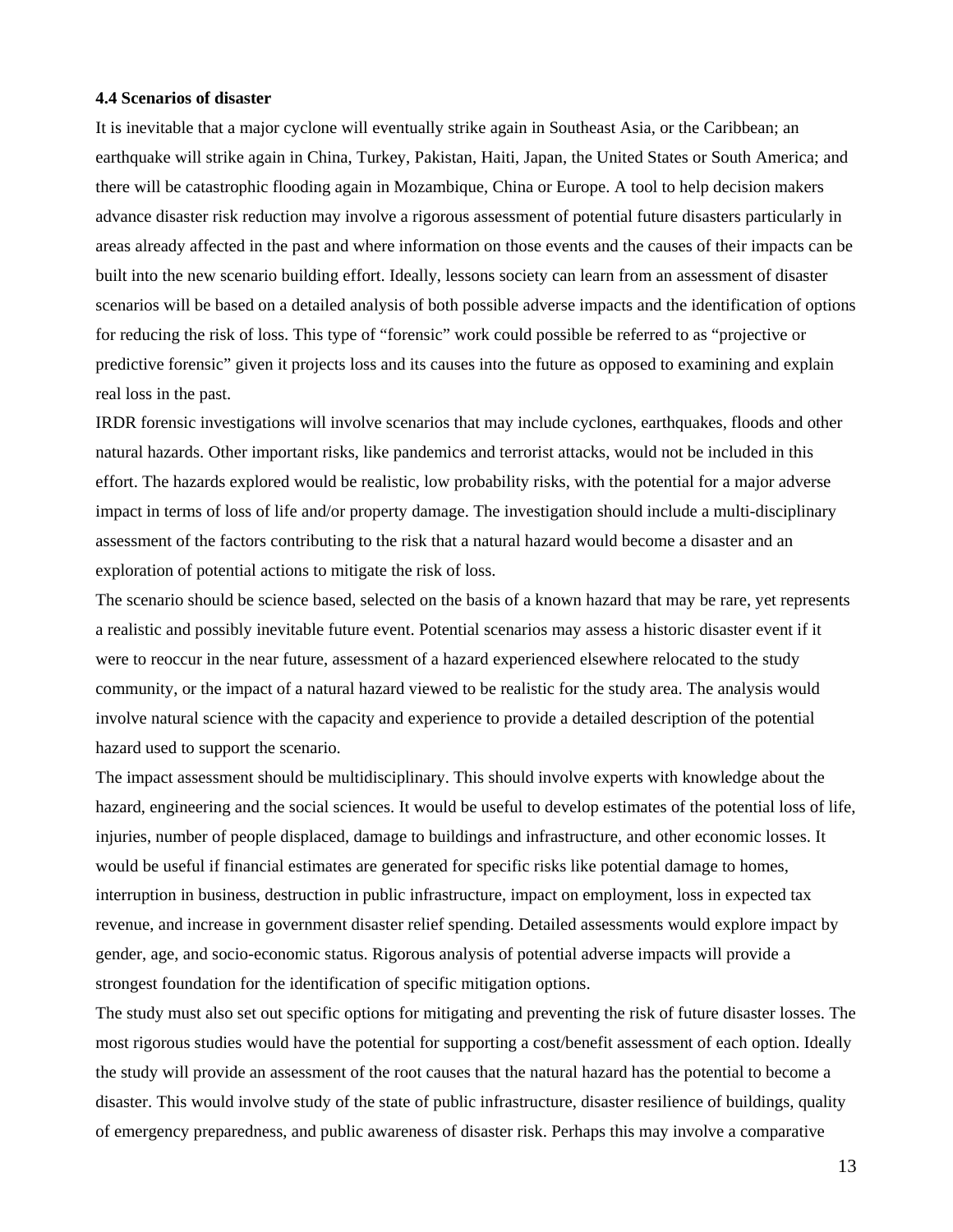### 4.4 Scenarios of disaster

It is inevitable that a major cyclone will eventually strike again in Southeast Asia, or the Caribbean; an earthquake will strike again in China, Turkey, Pakistan, Haiti, Japan, the United States or South America; and there will be catastrophic flooding again in Mozambique, China or Europe. A tool to help decision makers advance disaster risk reduction may involve a rigorous assessment of potential future disasters particularly in areas already affected in the past and where information on those events and the causes of their impacts can be built into the new scenario building effort. Ideally, lessons society can learn from an assessment of disaster scenarios will be based on a detailed analysis of both possible adverse impacts and the identification of options for reducing the risk of loss. This type of "forensic" work could possible be referred to as "projective or predictive forensic" given it projects loss and its causes into the future as opposed to examining and explain real loss in the past.

IRDR forensic investigations will involve scenarios that may include cyclones, earthquakes, floods and other natural hazards. Other important risks, like pandemics and terrorist attacks, would not be included in this effort. The hazards explored would be realistic, low probability risks, with the potential for a major adverse impact in terms of loss of life and/or property damage. The investigation should include a multi-disciplinary assessment of the factors contributing to the risk that a natural hazard would become a disaster and an exploration of potential actions to mitigate the risk of loss.

The scenario should be science based, selected on the basis of a known hazard that may be rare, yet represents a realistic and possibly inevitable future event. Potential scenarios may assess a historic disaster event if it were to reoccur in the near future, assessment of a hazard experienced elsewhere relocated to the study community, or the impact of a natural hazard viewed to be realistic for the study area. The analysis would involve natural science with the capacity and experience to provide a detailed description of the potential hazard used to support the scenario.

The impact assessment should be multidisciplinary. This should involve experts with knowledge about the hazard, engineering and the social sciences. It would be useful to develop estimates of the potential loss of life, injuries, number of people displaced, damage to buildings and infrastructure, and other economic losses. It would be useful if financial estimates are generated for specific risks like potential damage to homes, interruption in business, destruction in public infrastructure, impact on employment, loss in expected tax revenue, and increase in government disaster relief spending. Detailed assessments would explore impact by gender, age, and socio-economic status. Rigorous analysis of potential adverse impacts will provide a strongest foundation for the identification of specific mitigation options.

The study must also set out specific options for mitigating and preventing the risk of future disaster losses. The most rigorous studies would have the potential for supporting a cost/benefit assessment of each option. Ideally the study will provide an assessment of the root causes that the natural hazard has the potential to become a disaster. This would involve study of the state of public infrastructure, disaster resilience of buildings, quality of emergency preparedness, and public awareness of disaster risk. Perhaps this may involve a comparative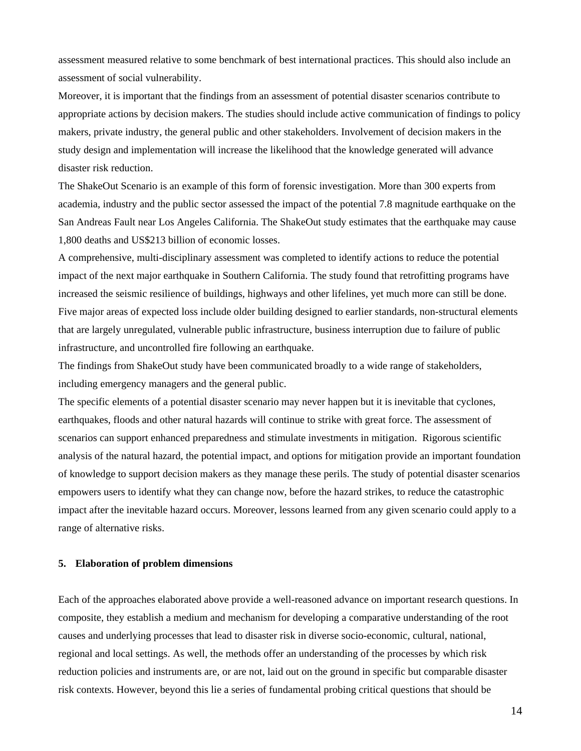assessment measured relative to some benchmark of best international practices. This should also include an assessment of social vulnerability.

Moreover, it is important that the findings from an assessment of potential disaster scenarios contribute to appropriate actions by decision makers. The studies should include active communication of findings to policy makers, private industry, the general public and other stakeholders. Involvement of decision makers in the study design and implementation will increase the likelihood that the knowledge generated will advance disaster risk reduction.

The ShakeOut Scenario is an example of this form of forensic investigation. More than 300 experts from academia, industry and the public sector assessed the impact of the potential 7.8 magnitude earthquake on the San Andreas Fault near Los Angeles California. The ShakeOut study estimates that the earthquake may cause 1,800 deaths and US$213 billion of economic losses.

A comprehensive, multi-disciplinary assessment was completed to identify actions to reduce the potential impact of the next major earthquake in Southern California. The study found that retrofitting programs have increased the seismic resilience of buildings, highways and other lifelines, yet much more can still be done. Five major areas of expected loss include older building designed to earlier standards, non-structural elements that are largely unregulated, vulnerable public infrastructure, business interruption due to failure of public infrastructure, and uncontrolled fire following an earthquake.

The findings from ShakeOut study have been communicated broadly to a wide range of stakeholders, including emergency managers and the general public.

The specific elements of a potential disaster scenario may never happen but it is inevitable that cyclones, earthquakes, floods and other natural hazards will continue to strike with great force. The assessment of scenarios can support enhanced preparedness and stimulate investments in mitigation. Rigorous scientific analysis of the natural hazard, the potential impact, and options for mitigation provide an important foundation of knowledge to support decision makers as they manage these perils. The study of potential disaster scenarios empowers users to identify what they can change now, before the hazard strikes, to reduce the catastrophic impact after the inevitable hazard occurs. Moreover, lessons learned from any given scenario could apply to a range of alternative risks.

## 5. Elaboration of problem dimensions

Each of the approaches elaborated above provide a well-reasoned advance on important research questions. In composite, they establish a medium and mechanism for developing a comparative understanding of the root causes and underlying processes that lead to disaster risk in diverse socio-economic, cultural, national, regional and local settings. As well, the methods offer an understanding of the processes by which risk reduction policies and instruments are, or are not, laid out on the ground in specific but comparable disaster risk contexts. However, beyond this lie a series of fundamental probing critical questions that should be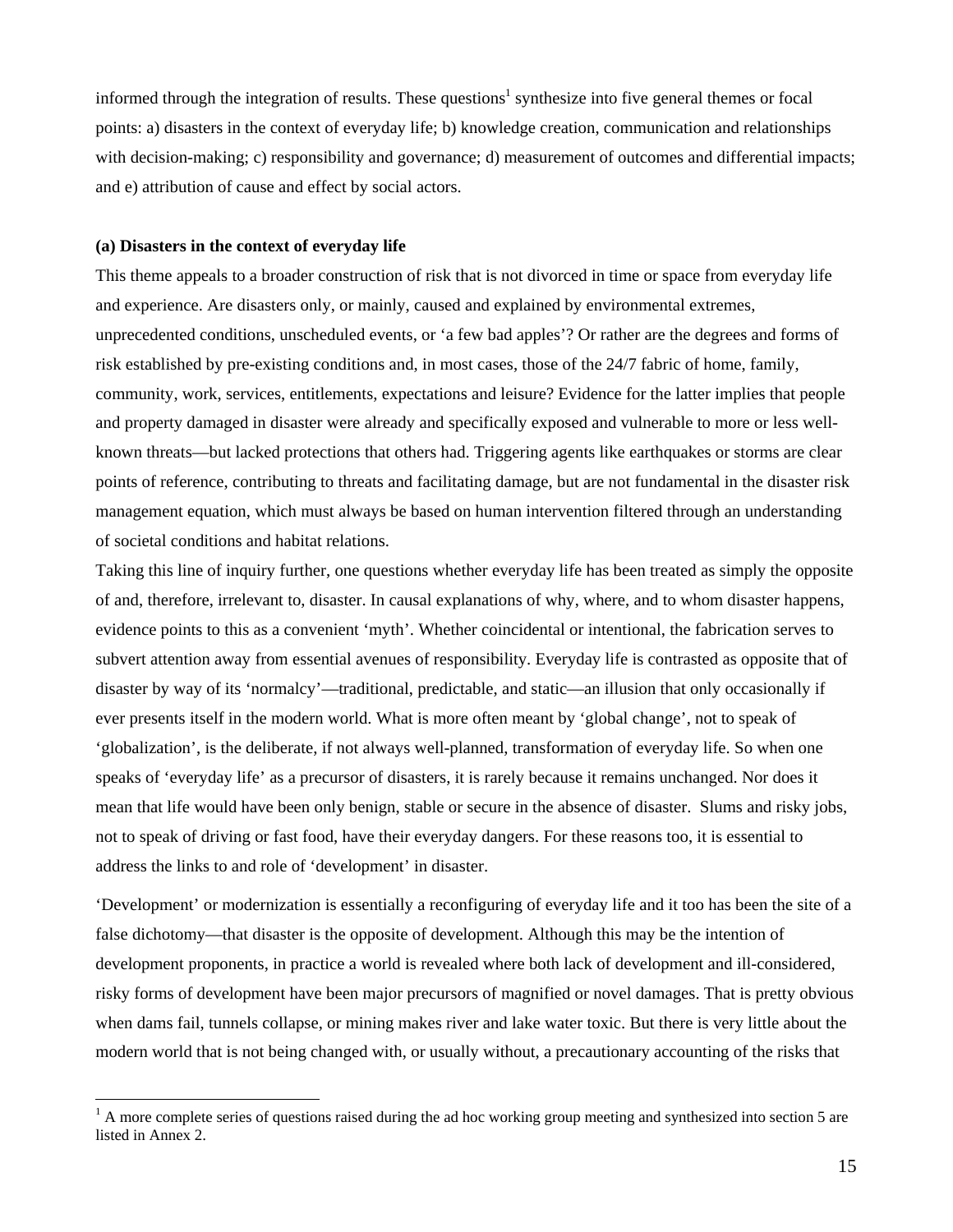informed through the integration of results. These questions[1] synthesize into five general themes or focal points: a) disasters in the context of everyday life; b) knowledge creation, communication and relationships with decision-making; c) responsibility and governance; d) measurement of outcomes and differential impacts; and e) attribution of cause and effect by social actors.

**(a) Disasters in the context of everyday life**

This theme appeals to a broader construction of risk that is not divorced in time or space from everyday life and experience. Are disasters only, or mainly, caused and explained by environmental extremes, unprecedented conditions, unscheduled events, or 'a few bad apples'? Or rather are the degrees and forms of risk established by pre-existing conditions and, in most cases, those of the 24/7 fabric of home, family, community, work, services, entitlements, expectations and leisure? Evidence for the latter implies that people and property damaged in disaster were already and specifically exposed and vulnerable to more or less well-known threats—but lacked protections that others had. Triggering agents like earthquakes or storms are clear points of reference, contributing to threats and facilitating damage, but are not fundamental in the disaster risk management equation, which must always be based on human intervention filtered through an understanding of societal conditions and habitat relations.

Taking this line of inquiry further, one questions whether everyday life has been treated as simply the opposite of and, therefore, irrelevant to, disaster. In causal explanations of why, where, and to whom disaster happens, evidence points to this as a convenient 'myth'. Whether coincidental or intentional, the fabrication serves to subvert attention away from essential avenues of responsibility. Everyday life is contrasted as opposite that of disaster by way of its 'normalcy'—traditional, predictable, and static—an illusion that only occasionally if ever presents itself in the modern world. What is more often meant by 'global change', not to speak of 'globalization', is the deliberate, if not always well-planned, transformation of everyday life. So when one speaks of 'everyday life' as a precursor of disasters, it is rarely because it remains unchanged. Nor does it mean that life would have been only benign, stable or secure in the absence of disaster. Slums and risky jobs, not to speak of driving or fast food, have their everyday dangers. For these reasons too, it is essential to address the links to and role of 'development' in disaster.

'Development' or modernization is essentially a reconfiguring of everyday life and it too has been the site of a false dichotomy—that disaster is the opposite of development. Although this may be the intention of development proponents, in practice a world is revealed where both lack of development and ill-considered, risky forms of development have been major precursors of magnified or novel damages. That is pretty obvious when dams fail, tunnels collapse, or mining makes river and lake water toxic. But there is very little about the modern world that is not being changed with, or usually without, a precautionary accounting of the risks that

[1] A more complete series of questions raised during the ad hoc working group meeting and synthesized into section 5 are listed in Annex 2.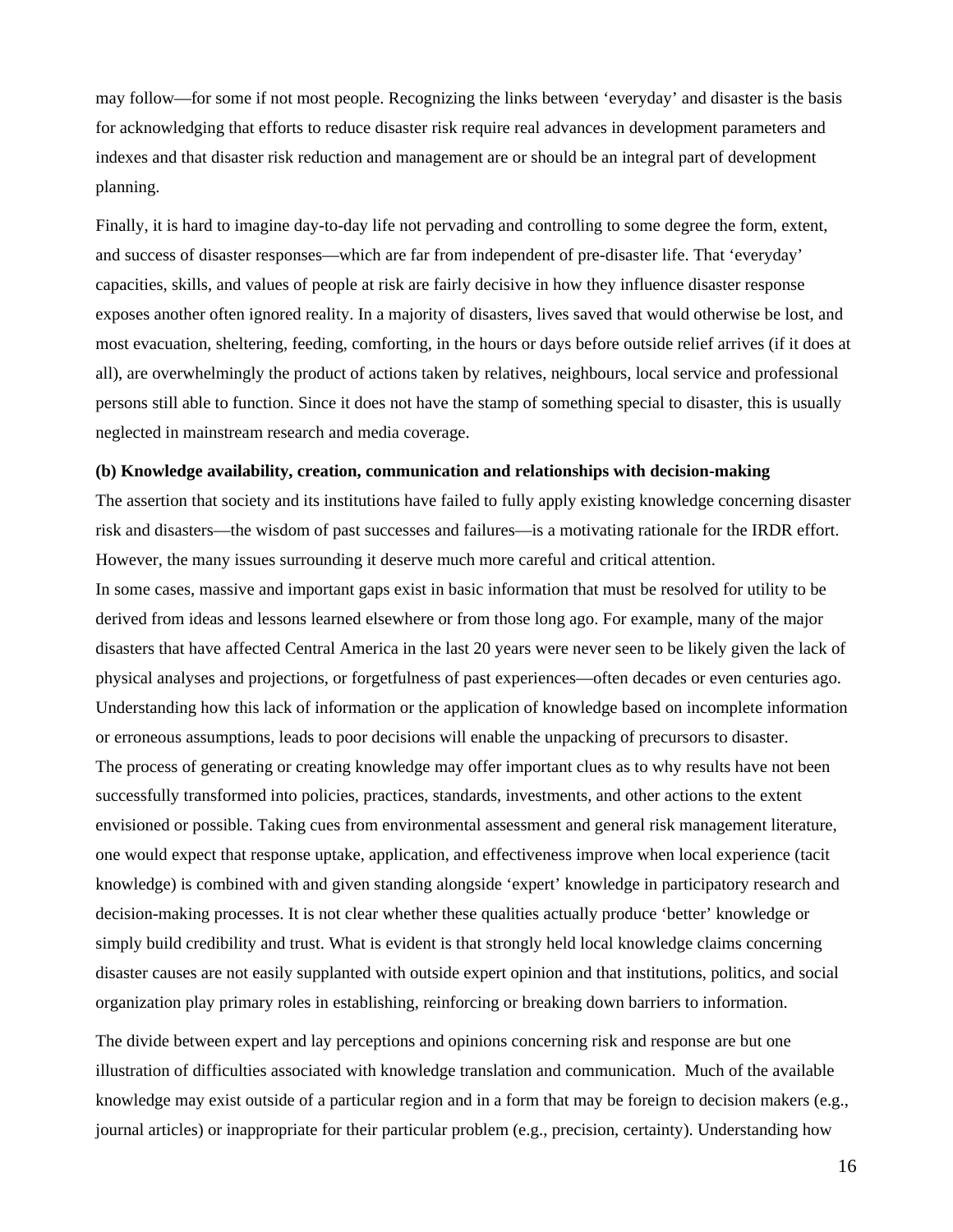may follow—for some if not most people. Recognizing the links between 'everyday' and disaster is the basis for acknowledging that efforts to reduce disaster risk require real advances in development parameters and indexes and that disaster risk reduction and management are or should be an integral part of development planning.

Finally, it is hard to imagine day-to-day life not pervading and controlling to some degree the form, extent, and success of disaster responses—which are far from independent of pre-disaster life. That 'everyday' capacities, skills, and values of people at risk are fairly decisive in how they influence disaster response exposes another often ignored reality. In a majority of disasters, lives saved that would otherwise be lost, and most evacuation, sheltering, feeding, comforting, in the hours or days before outside relief arrives (if it does at all), are overwhelmingly the product of actions taken by relatives, neighbours, local service and professional persons still able to function. Since it does not have the stamp of something special to disaster, this is usually neglected in mainstream research and media coverage.

**(b) Knowledge availability, creation, communication and relationships with decision-making**

The assertion that society and its institutions have failed to fully apply existing knowledge concerning disaster risk and disasters—the wisdom of past successes and failures—is a motivating rationale for the IRDR effort. However, the many issues surrounding it deserve much more careful and critical attention.

In some cases, massive and important gaps exist in basic information that must be resolved for utility to be derived from ideas and lessons learned elsewhere or from those long ago. For example, many of the major disasters that have affected Central America in the last 20 years were never seen to be likely given the lack of physical analyses and projections, or forgetfulness of past experiences—often decades or even centuries ago. Understanding how this lack of information or the application of knowledge based on incomplete information or erroneous assumptions, leads to poor decisions will enable the unpacking of precursors to disaster.

The process of generating or creating knowledge may offer important clues as to why results have not been successfully transformed into policies, practices, standards, investments, and other actions to the extent envisioned or possible. Taking cues from environmental assessment and general risk management literature, one would expect that response uptake, application, and effectiveness improve when local experience (tacit knowledge) is combined with and given standing alongside 'expert' knowledge in participatory research and decision-making processes. It is not clear whether these qualities actually produce 'better' knowledge or simply build credibility and trust. What is evident is that strongly held local knowledge claims concerning disaster causes are not easily supplanted with outside expert opinion and that institutions, politics, and social organization play primary roles in establishing, reinforcing or breaking down barriers to information.

The divide between expert and lay perceptions and opinions concerning risk and response are but one illustration of difficulties associated with knowledge translation and communication. Much of the available knowledge may exist outside of a particular region and in a form that may be foreign to decision makers (e.g., journal articles) or inappropriate for their particular problem (e.g., precision, certainty). Understanding how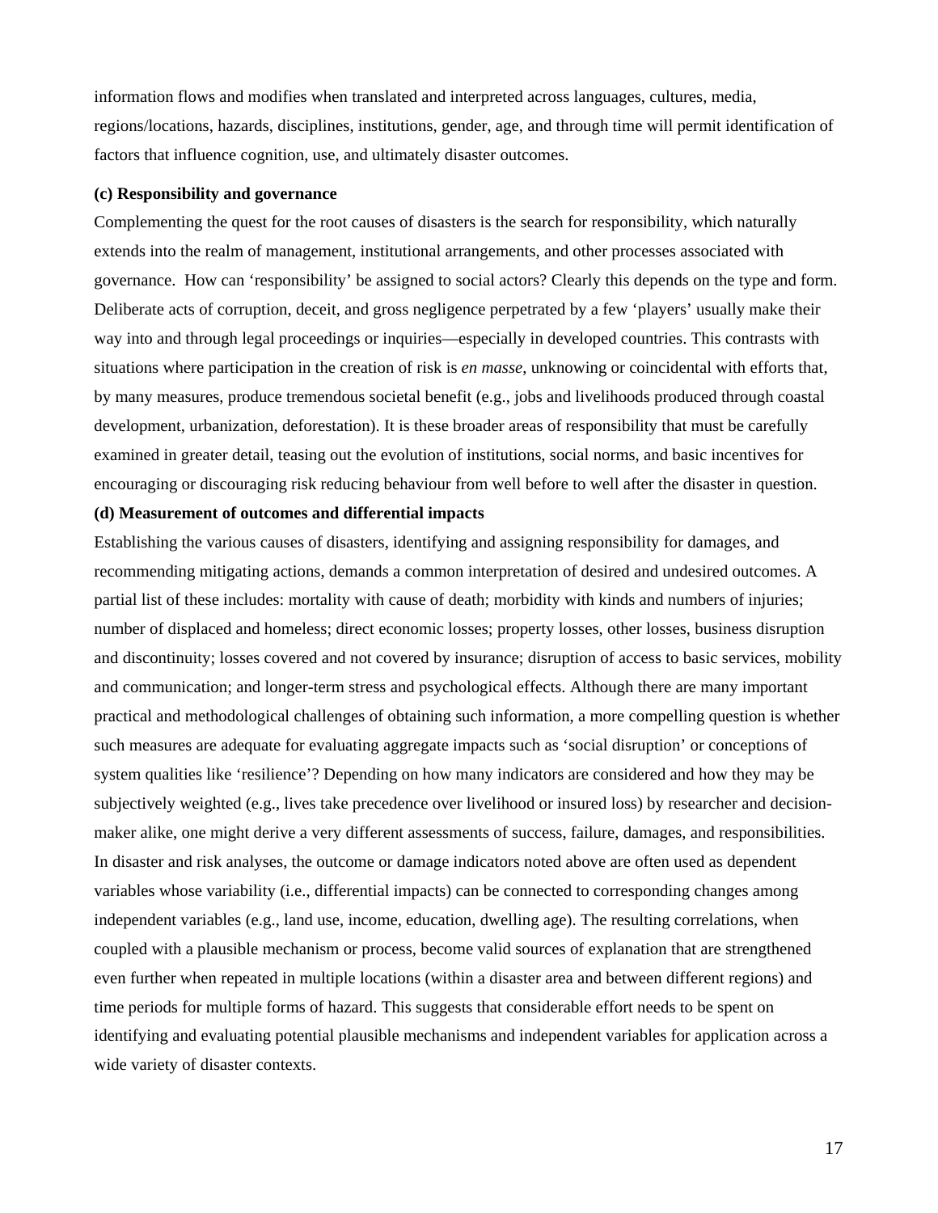information flows and modifies when translated and interpreted across languages, cultures, media, regions/locations, hazards, disciplines, institutions, gender, age, and through time will permit identification of factors that influence cognition, use, and ultimately disaster outcomes.

**(c) Responsibility and governance**

Complementing the quest for the root causes of disasters is the search for responsibility, which naturally extends into the realm of management, institutional arrangements, and other processes associated with governance. How can 'responsibility' be assigned to social actors? Clearly this depends on the type and form. Deliberate acts of corruption, deceit, and gross negligence perpetrated by a few 'players' usually make their way into and through legal proceedings or inquiries—especially in developed countries. This contrasts with situations where participation in the creation of risk is *en masse*, unknowing or coincidental with efforts that, by many measures, produce tremendous societal benefit (e.g., jobs and livelihoods produced through coastal development, urbanization, deforestation). It is these broader areas of responsibility that must be carefully examined in greater detail, teasing out the evolution of institutions, social norms, and basic incentives for encouraging or discouraging risk reducing behaviour from well before to well after the disaster in question.

**(d) Measurement of outcomes and differential impacts**

Establishing the various causes of disasters, identifying and assigning responsibility for damages, and recommending mitigating actions, demands a common interpretation of desired and undesired outcomes. A partial list of these includes: mortality with cause of death; morbidity with kinds and numbers of injuries; number of displaced and homeless; direct economic losses; property losses, other losses, business disruption and discontinuity; losses covered and not covered by insurance; disruption of access to basic services, mobility and communication; and longer-term stress and psychological effects. Although there are many important practical and methodological challenges of obtaining such information, a more compelling question is whether such measures are adequate for evaluating aggregate impacts such as 'social disruption' or conceptions of system qualities like 'resilience'? Depending on how many indicators are considered and how they may be subjectively weighted (e.g., lives take precedence over livelihood or insured loss) by researcher and decision-maker alike, one might derive a very different assessments of success, failure, damages, and responsibilities. In disaster and risk analyses, the outcome or damage indicators noted above are often used as dependent variables whose variability (i.e., differential impacts) can be connected to corresponding changes among independent variables (e.g., land use, income, education, dwelling age). The resulting correlations, when coupled with a plausible mechanism or process, become valid sources of explanation that are strengthened even further when repeated in multiple locations (within a disaster area and between different regions) and time periods for multiple forms of hazard. This suggests that considerable effort needs to be spent on identifying and evaluating potential plausible mechanisms and independent variables for application across a wide variety of disaster contexts.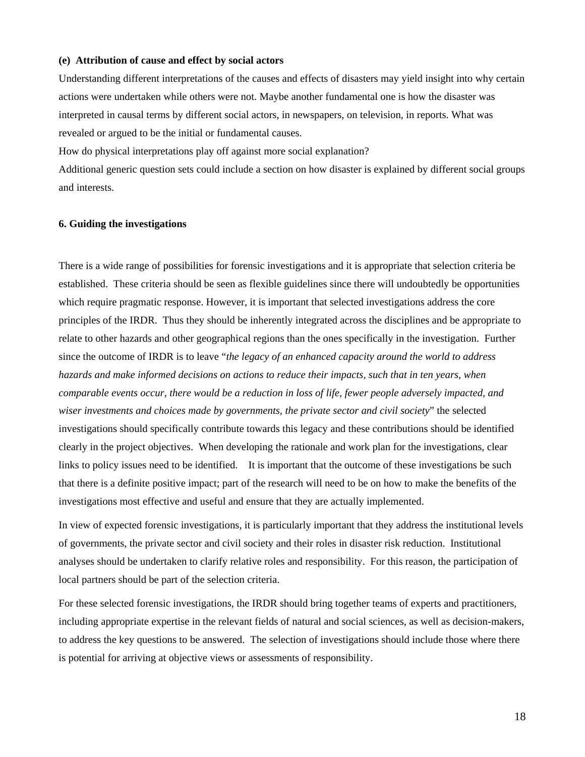**(e) Attribution of cause and effect by social actors**

Understanding different interpretations of the causes and effects of disasters may yield insight into why certain actions were undertaken while others were not. Maybe another fundamental one is how the disaster was interpreted in causal terms by different social actors, in newspapers, on television, in reports. What was revealed or argued to be the initial or fundamental causes.

How do physical interpretations play off against more social explanation?

Additional generic question sets could include a section on how disaster is explained by different social groups and interests.

## 6. Guiding the investigations

There is a wide range of possibilities for forensic investigations and it is appropriate that selection criteria be established. These criteria should be seen as flexible guidelines since there will undoubtedly be opportunities which require pragmatic response. However, it is important that selected investigations address the core principles of the IRDR. Thus they should be inherently integrated across the disciplines and be appropriate to relate to other hazards and other geographical regions than the ones specifically in the investigation. Further since the outcome of IRDR is to leave "*the legacy of an enhanced capacity around the world to address hazards and make informed decisions on actions to reduce their impacts, such that in ten years, when comparable events occur, there would be a reduction in loss of life, fewer people adversely impacted, and wiser investments and choices made by governments, the private sector and civil society*" the selected investigations should specifically contribute towards this legacy and these contributions should be identified clearly in the project objectives. When developing the rationale and work plan for the investigations, clear links to policy issues need to be identified. It is important that the outcome of these investigations be such that there is a definite positive impact; part of the research will need to be on how to make the benefits of the investigations most effective and useful and ensure that they are actually implemented.

In view of expected forensic investigations, it is particularly important that they address the institutional levels of governments, the private sector and civil society and their roles in disaster risk reduction. Institutional analyses should be undertaken to clarify relative roles and responsibility. For this reason, the participation of local partners should be part of the selection criteria.

For these selected forensic investigations, the IRDR should bring together teams of experts and practitioners, including appropriate expertise in the relevant fields of natural and social sciences, as well as decision-makers, to address the key questions to be answered. The selection of investigations should include those where there is potential for arriving at objective views or assessments of responsibility.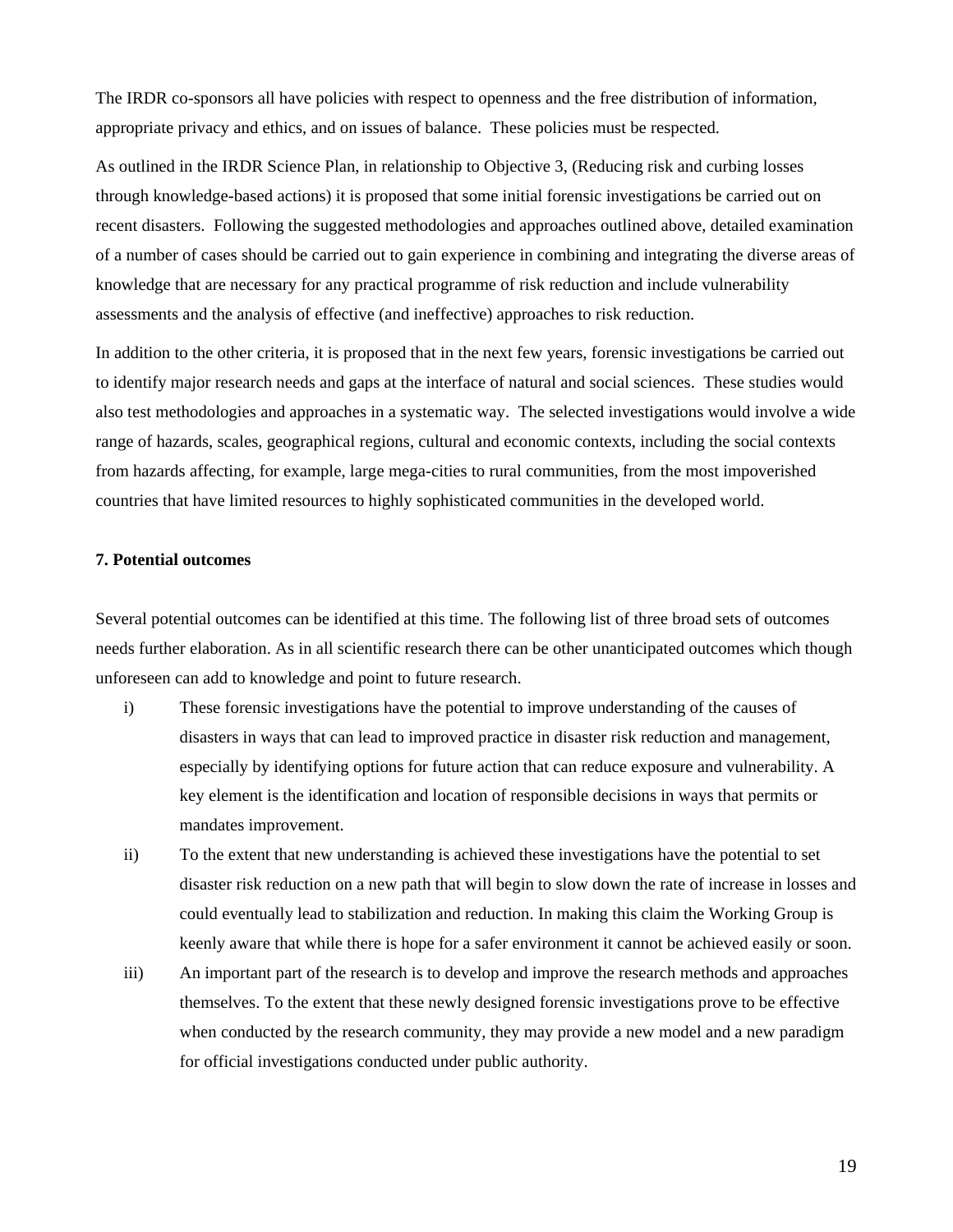The IRDR co-sponsors all have policies with respect to openness and the free distribution of information, appropriate privacy and ethics, and on issues of balance. These policies must be respected.

As outlined in the IRDR Science Plan, in relationship to Objective 3, (Reducing risk and curbing losses through knowledge-based actions) it is proposed that some initial forensic investigations be carried out on recent disasters. Following the suggested methodologies and approaches outlined above, detailed examination of a number of cases should be carried out to gain experience in combining and integrating the diverse areas of knowledge that are necessary for any practical programme of risk reduction and include vulnerability assessments and the analysis of effective (and ineffective) approaches to risk reduction.

In addition to the other criteria, it is proposed that in the next few years, forensic investigations be carried out to identify major research needs and gaps at the interface of natural and social sciences. These studies would also test methodologies and approaches in a systematic way. The selected investigations would involve a wide range of hazards, scales, geographical regions, cultural and economic contexts, including the social contexts from hazards affecting, for example, large mega-cities to rural communities, from the most impoverished countries that have limited resources to highly sophisticated communities in the developed world.

## 7. Potential outcomes

Several potential outcomes can be identified at this time. The following list of three broad sets of outcomes needs further elaboration. As in all scientific research there can be other unanticipated outcomes which though unforeseen can add to knowledge and point to future research.

i) These forensic investigations have the potential to improve understanding of the causes of disasters in ways that can lead to improved practice in disaster risk reduction and management, especially by identifying options for future action that can reduce exposure and vulnerability. A key element is the identification and location of responsible decisions in ways that permits or mandates improvement.

ii) To the extent that new understanding is achieved these investigations have the potential to set disaster risk reduction on a new path that will begin to slow down the rate of increase in losses and could eventually lead to stabilization and reduction. In making this claim the Working Group is keenly aware that while there is hope for a safer environment it cannot be achieved easily or soon.

iii) An important part of the research is to develop and improve the research methods and approaches themselves. To the extent that these newly designed forensic investigations prove to be effective when conducted by the research community, they may provide a new model and a new paradigm for official investigations conducted under public authority.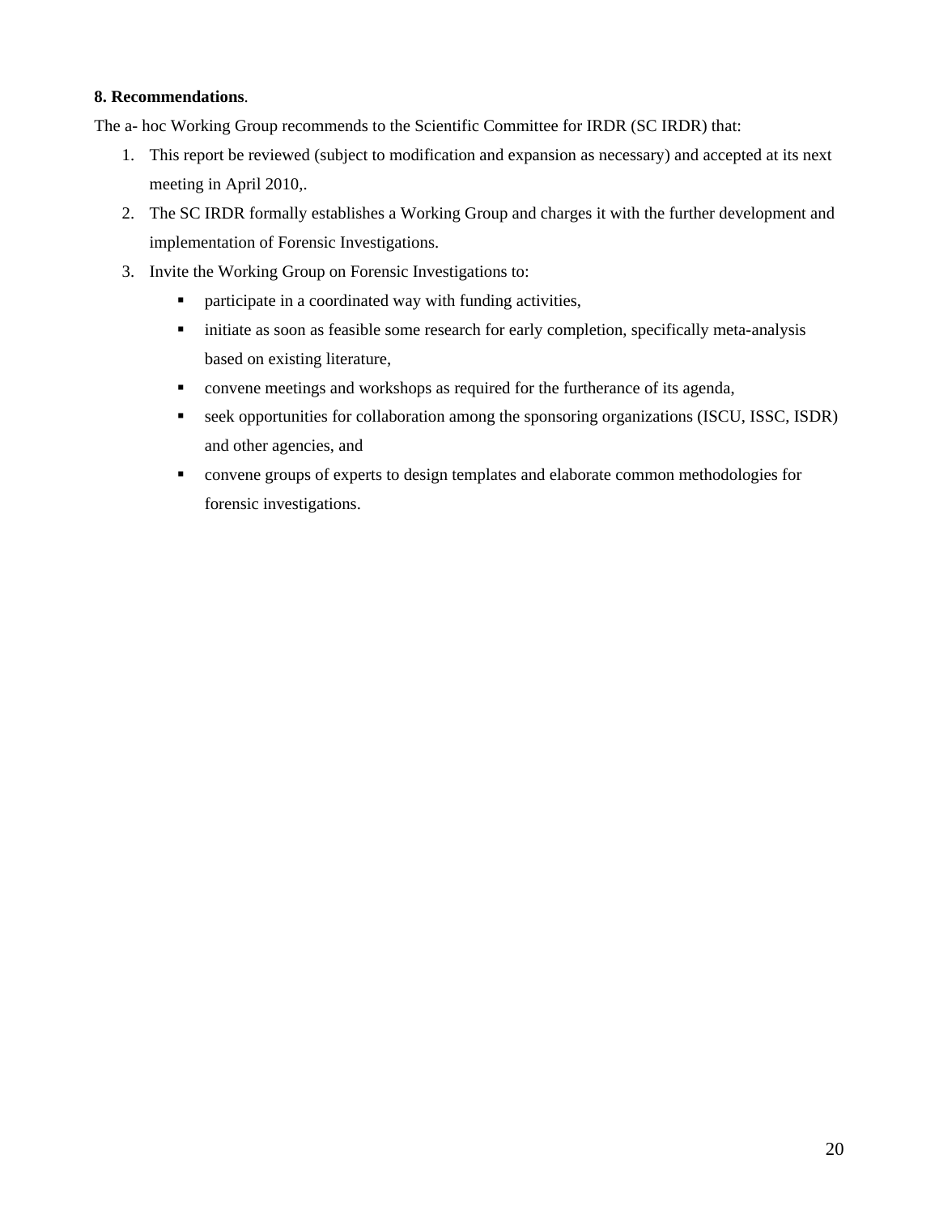**8. Recommendations**.

The a- hoc Working Group recommends to the Scientific Committee for IRDR (SC IRDR) that:

1. This report be reviewed (subject to modification and expansion as necessary) and accepted at its next meeting in April 2010,.
2. The SC IRDR formally establishes a Working Group and charges it with the further development and implementation of Forensic Investigations.
3. Invite the Working Group on Forensic Investigations to:
   - participate in a coordinated way with funding activities,
   - initiate as soon as feasible some research for early completion, specifically meta-analysis based on existing literature,
   - convene meetings and workshops as required for the furtherance of its agenda,
   - seek opportunities for collaboration among the sponsoring organizations (ISCU, ISSC, ISDR) and other agencies, and
   - convene groups of experts to design templates and elaborate common methodologies for forensic investigations.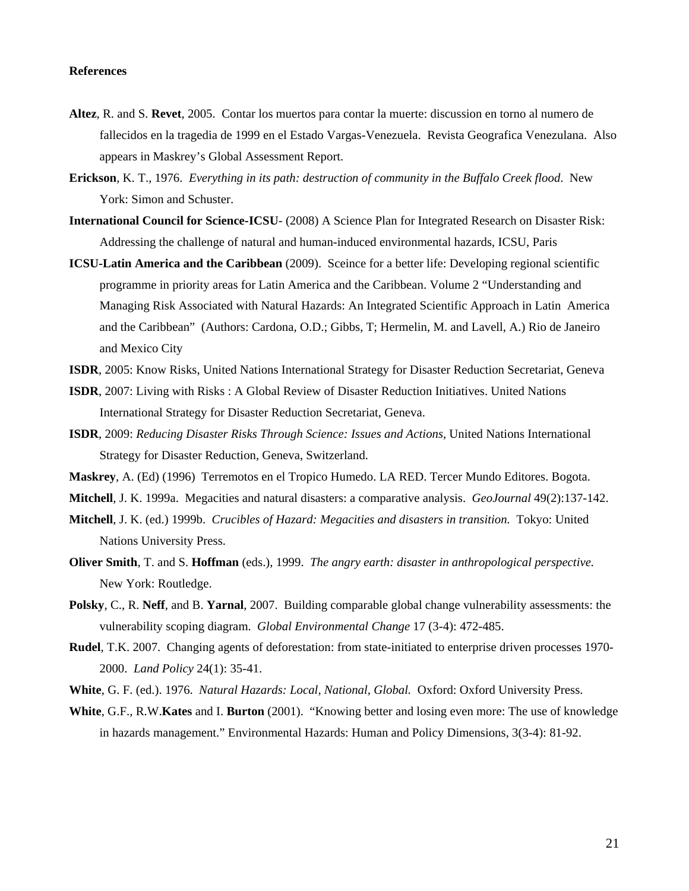**References**

**Altez**, R. and S. **Revet**, 2005. Contar los muertos para contar la muerte: discussion en torno al numero de fallecidos en la tragedia de 1999 en el Estado Vargas-Venezuela. Revista Geografica Venezulana. Also appears in Maskrey's Global Assessment Report.

**Erickson**, K. T., 1976. *Everything in its path: destruction of community in the Buffalo Creek flood*. New York: Simon and Schuster.

**International Council for Science-ICSU**- (2008) A Science Plan for Integrated Research on Disaster Risk: Addressing the challenge of natural and human-induced environmental hazards, ICSU, Paris

**ICSU-Latin America and the Caribbean** (2009). Sceince for a better life: Developing regional scientific programme in priority areas for Latin America and the Caribbean. Volume 2 "Understanding and Managing Risk Associated with Natural Hazards: An Integrated Scientific Approach in Latin America and the Caribbean" (Authors: Cardona, O.D.; Gibbs, T; Hermelin, M. and Lavell, A.) Rio de Janeiro and Mexico City

**ISDR**, 2005: Know Risks, United Nations International Strategy for Disaster Reduction Secretariat, Geneva

**ISDR**, 2007: Living with Risks : A Global Review of Disaster Reduction Initiatives. United Nations International Strategy for Disaster Reduction Secretariat, Geneva.

**ISDR**, 2009: *Reducing Disaster Risks Through Science: Issues and Actions*, United Nations International Strategy for Disaster Reduction, Geneva, Switzerland.

**Maskrey**, A. (Ed) (1996) Terremotos en el Tropico Humedo. LA RED. Tercer Mundo Editores. Bogota.

**Mitchell**, J. K. 1999a. Megacities and natural disasters: a comparative analysis. *GeoJournal* 49(2):137-142.

**Mitchell**, J. K. (ed.) 1999b. *Crucibles of Hazard: Megacities and disasters in transition.* Tokyo: United Nations University Press.

**Oliver Smith**, T. and S. **Hoffman** (eds.), 1999. *The angry earth: disaster in anthropological perspective.* New York: Routledge.

**Polsky**, C., R. **Neff**, and B. **Yarnal**, 2007. Building comparable global change vulnerability assessments: the vulnerability scoping diagram. *Global Environmental Change* 17 (3-4): 472-485.

**Rudel**, T.K. 2007. Changing agents of deforestation: from state-initiated to enterprise driven processes 1970-2000. *Land Policy* 24(1): 35-41.

**White**, G. F. (ed.). 1976. *Natural Hazards: Local, National, Global.* Oxford: Oxford University Press.

**White**, G.F., R.W.**Kates** and I. **Burton** (2001). "Knowing better and losing even more: The use of knowledge in hazards management." Environmental Hazards: Human and Policy Dimensions, 3(3-4): 81-92.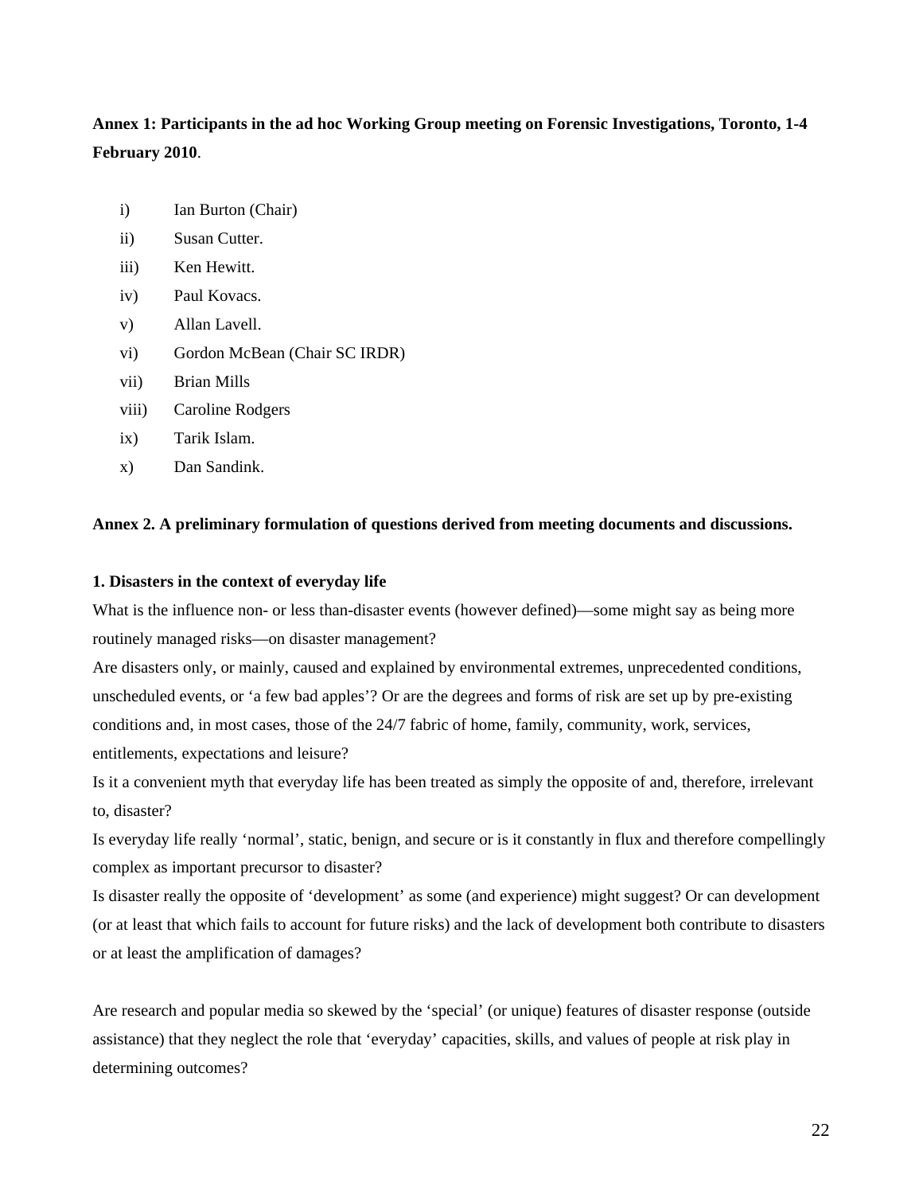**Annex 1: Participants in the ad hoc Working Group meeting on Forensic Investigations, Toronto, 1-4 February 2010**.

i) Ian Burton (Chair)

ii) Susan Cutter.

iii) Ken Hewitt.

iv) Paul Kovacs.

v) Allan Lavell.

vi) Gordon McBean (Chair SC IRDR)

vii) Brian Mills

viii) Caroline Rodgers

ix) Tarik Islam.

x) Dan Sandink.

**Annex 2. A preliminary formulation of questions derived from meeting documents and discussions.**

**1. Disasters in the context of everyday life**

What is the influence non- or less than-disaster events (however defined)—some might say as being more routinely managed risks—on disaster management?

Are disasters only, or mainly, caused and explained by environmental extremes, unprecedented conditions, unscheduled events, or 'a few bad apples'? Or are the degrees and forms of risk are set up by pre-existing conditions and, in most cases, those of the 24/7 fabric of home, family, community, work, services, entitlements, expectations and leisure?

Is it a convenient myth that everyday life has been treated as simply the opposite of and, therefore, irrelevant to, disaster?

Is everyday life really 'normal', static, benign, and secure or is it constantly in flux and therefore compellingly complex as important precursor to disaster?

Is disaster really the opposite of 'development' as some (and experience) might suggest? Or can development (or at least that which fails to account for future risks) and the lack of development both contribute to disasters or at least the amplification of damages?

Are research and popular media so skewed by the 'special' (or unique) features of disaster response (outside assistance) that they neglect the role that 'everyday' capacities, skills, and values of people at risk play in determining outcomes?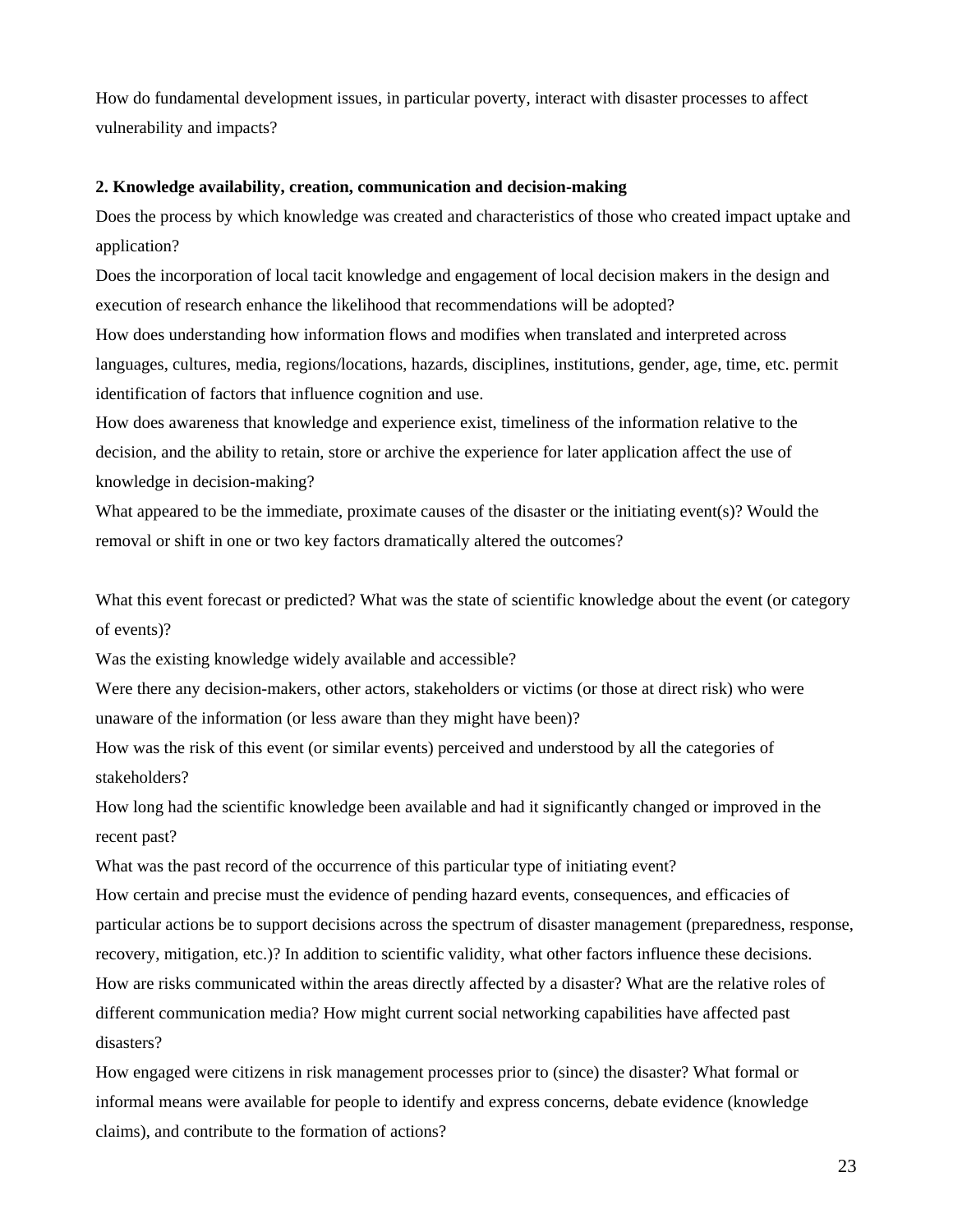How do fundamental development issues, in particular poverty, interact with disaster processes to affect vulnerability and impacts?

**2. Knowledge availability, creation, communication and decision-making**

Does the process by which knowledge was created and characteristics of those who created impact uptake and application?

Does the incorporation of local tacit knowledge and engagement of local decision makers in the design and execution of research enhance the likelihood that recommendations will be adopted?

How does understanding how information flows and modifies when translated and interpreted across languages, cultures, media, regions/locations, hazards, disciplines, institutions, gender, age, time, etc. permit identification of factors that influence cognition and use.

How does awareness that knowledge and experience exist, timeliness of the information relative to the decision, and the ability to retain, store or archive the experience for later application affect the use of knowledge in decision-making?

What appeared to be the immediate, proximate causes of the disaster or the initiating event(s)? Would the removal or shift in one or two key factors dramatically altered the outcomes?

What this event forecast or predicted? What was the state of scientific knowledge about the event (or category of events)?

Was the existing knowledge widely available and accessible?

Were there any decision-makers, other actors, stakeholders or victims (or those at direct risk) who were unaware of the information (or less aware than they might have been)?

How was the risk of this event (or similar events) perceived and understood by all the categories of stakeholders?

How long had the scientific knowledge been available and had it significantly changed or improved in the recent past?

What was the past record of the occurrence of this particular type of initiating event?

How certain and precise must the evidence of pending hazard events, consequences, and efficacies of particular actions be to support decisions across the spectrum of disaster management (preparedness, response, recovery, mitigation, etc.)? In addition to scientific validity, what other factors influence these decisions.

How are risks communicated within the areas directly affected by a disaster? What are the relative roles of different communication media? How might current social networking capabilities have affected past disasters?

How engaged were citizens in risk management processes prior to (since) the disaster? What formal or informal means were available for people to identify and express concerns, debate evidence (knowledge claims), and contribute to the formation of actions?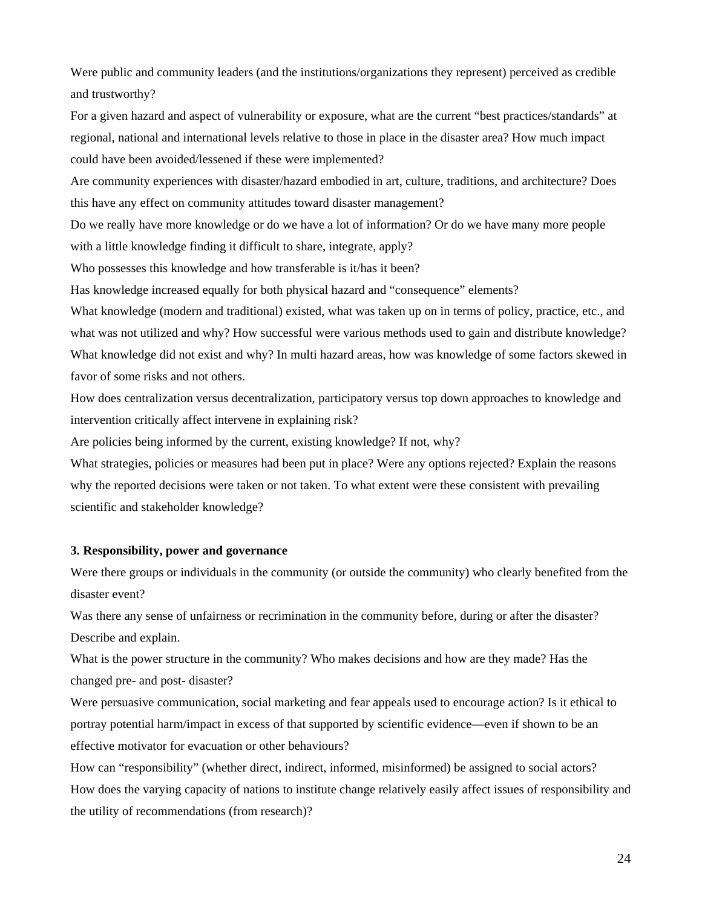Were public and community leaders (and the institutions/organizations they represent) perceived as credible and trustworthy?

For a given hazard and aspect of vulnerability or exposure, what are the current "best practices/standards" at regional, national and international levels relative to those in place in the disaster area? How much impact could have been avoided/lessened if these were implemented?

Are community experiences with disaster/hazard embodied in art, culture, traditions, and architecture? Does this have any effect on community attitudes toward disaster management?

Do we really have more knowledge or do we have a lot of information? Or do we have many more people with a little knowledge finding it difficult to share, integrate, apply?

Who possesses this knowledge and how transferable is it/has it been?

Has knowledge increased equally for both physical hazard and "consequence" elements?

What knowledge (modern and traditional) existed, what was taken up on in terms of policy, practice, etc., and what was not utilized and why? How successful were various methods used to gain and distribute knowledge? What knowledge did not exist and why? In multi hazard areas, how was knowledge of some factors skewed in favor of some risks and not others.

How does centralization versus decentralization, participatory versus top down approaches to knowledge and intervention critically affect intervene in explaining risk?

Are policies being informed by the current, existing knowledge? If not, why?

What strategies, policies or measures had been put in place? Were any options rejected? Explain the reasons why the reported decisions were taken or not taken. To what extent were these consistent with prevailing scientific and stakeholder knowledge?

**3. Responsibility, power and governance**

Were there groups or individuals in the community (or outside the community) who clearly benefited from the disaster event?

Was there any sense of unfairness or recrimination in the community before, during or after the disaster? Describe and explain.

What is the power structure in the community? Who makes decisions and how are they made? Has the changed pre- and post- disaster?

Were persuasive communication, social marketing and fear appeals used to encourage action? Is it ethical to portray potential harm/impact in excess of that supported by scientific evidence—even if shown to be an effective motivator for evacuation or other behaviours?

How can "responsibility" (whether direct, indirect, informed, misinformed) be assigned to social actors?

How does the varying capacity of nations to institute change relatively easily affect issues of responsibility and the utility of recommendations (from research)?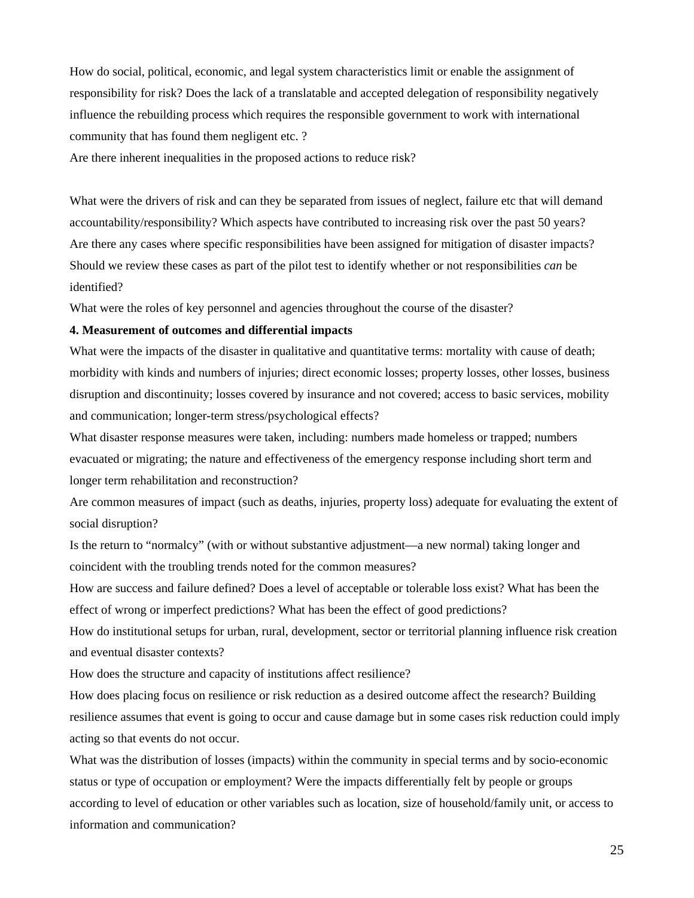How do social, political, economic, and legal system characteristics limit or enable the assignment of responsibility for risk? Does the lack of a translatable and accepted delegation of responsibility negatively influence the rebuilding process which requires the responsible government to work with international community that has found them negligent etc. ?

Are there inherent inequalities in the proposed actions to reduce risk?

What were the drivers of risk and can they be separated from issues of neglect, failure etc that will demand accountability/responsibility? Which aspects have contributed to increasing risk over the past 50 years?

Are there any cases where specific responsibilities have been assigned for mitigation of disaster impacts? Should we review these cases as part of the pilot test to identify whether or not responsibilities *can* be identified?

What were the roles of key personnel and agencies throughout the course of the disaster?

**4. Measurement of outcomes and differential impacts**

What were the impacts of the disaster in qualitative and quantitative terms: mortality with cause of death; morbidity with kinds and numbers of injuries; direct economic losses; property losses, other losses, business disruption and discontinuity; losses covered by insurance and not covered; access to basic services, mobility and communication; longer-term stress/psychological effects?

What disaster response measures were taken, including: numbers made homeless or trapped; numbers evacuated or migrating; the nature and effectiveness of the emergency response including short term and longer term rehabilitation and reconstruction?

Are common measures of impact (such as deaths, injuries, property loss) adequate for evaluating the extent of social disruption?

Is the return to "normalcy" (with or without substantive adjustment—a new normal) taking longer and coincident with the troubling trends noted for the common measures?

How are success and failure defined? Does a level of acceptable or tolerable loss exist? What has been the effect of wrong or imperfect predictions? What has been the effect of good predictions?

How do institutional setups for urban, rural, development, sector or territorial planning influence risk creation and eventual disaster contexts?

How does the structure and capacity of institutions affect resilience?

How does placing focus on resilience or risk reduction as a desired outcome affect the research? Building resilience assumes that event is going to occur and cause damage but in some cases risk reduction could imply acting so that events do not occur.

What was the distribution of losses (impacts) within the community in special terms and by socio-economic status or type of occupation or employment? Were the impacts differentially felt by people or groups according to level of education or other variables such as location, size of household/family unit, or access to information and communication?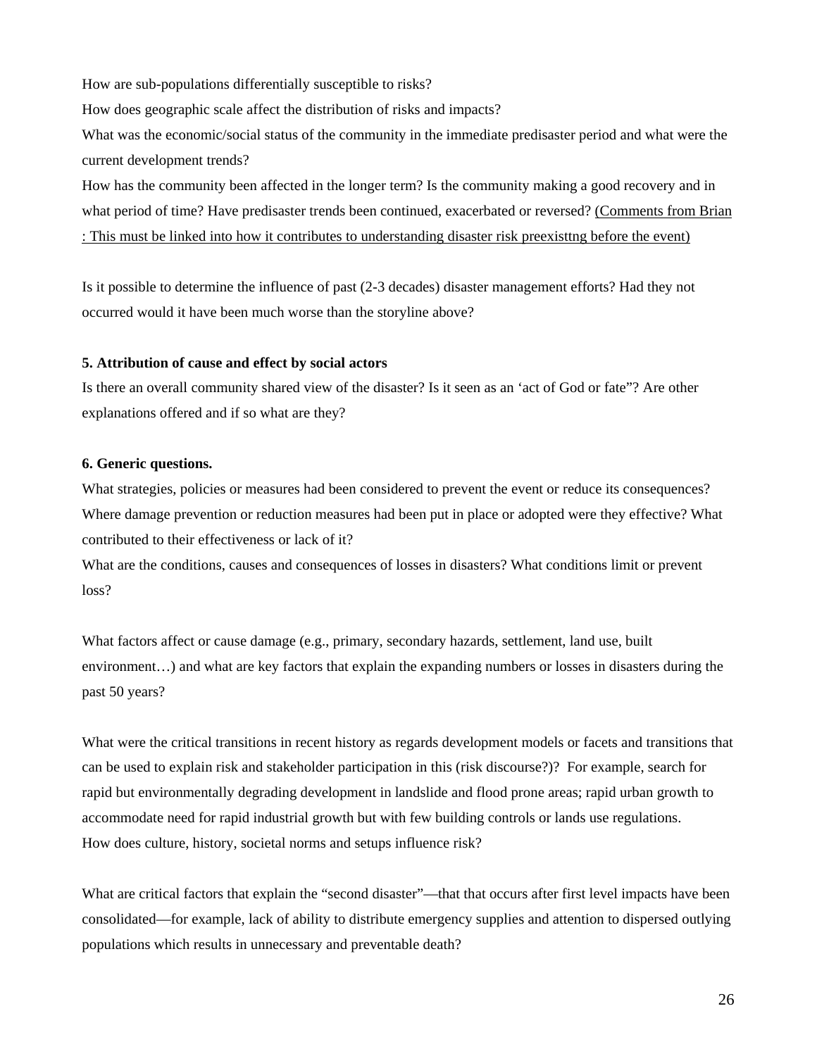How are sub-populations differentially susceptible to risks?

How does geographic scale affect the distribution of risks and impacts?

What was the economic/social status of the community in the immediate predisaster period and what were the current development trends?

How has the community been affected in the longer term? Is the community making a good recovery and in what period of time? Have predisaster trends been continued, exacerbated or reversed? <u>(Comments from Brian : This must be linked into how it contributes to understanding disaster risk preexisttng before the event)</u>

Is it possible to determine the influence of past (2-3 decades) disaster management efforts? Had they not occurred would it have been much worse than the storyline above?

**5. Attribution of cause and effect by social actors**

Is there an overall community shared view of the disaster? Is it seen as an 'act of God or fate"? Are other explanations offered and if so what are they?

**6. Generic questions.**

What strategies, policies or measures had been considered to prevent the event or reduce its consequences? Where damage prevention or reduction measures had been put in place or adopted were they effective? What contributed to their effectiveness or lack of it?

What are the conditions, causes and consequences of losses in disasters? What conditions limit or prevent loss?

What factors affect or cause damage (e.g., primary, secondary hazards, settlement, land use, built environment…) and what are key factors that explain the expanding numbers or losses in disasters during the past 50 years?

What were the critical transitions in recent history as regards development models or facets and transitions that can be used to explain risk and stakeholder participation in this (risk discourse?)? For example, search for rapid but environmentally degrading development in landslide and flood prone areas; rapid urban growth to accommodate need for rapid industrial growth but with few building controls or lands use regulations.

How does culture, history, societal norms and setups influence risk?

What are critical factors that explain the "second disaster"—that that occurs after first level impacts have been consolidated—for example, lack of ability to distribute emergency supplies and attention to dispersed outlying populations which results in unnecessary and preventable death?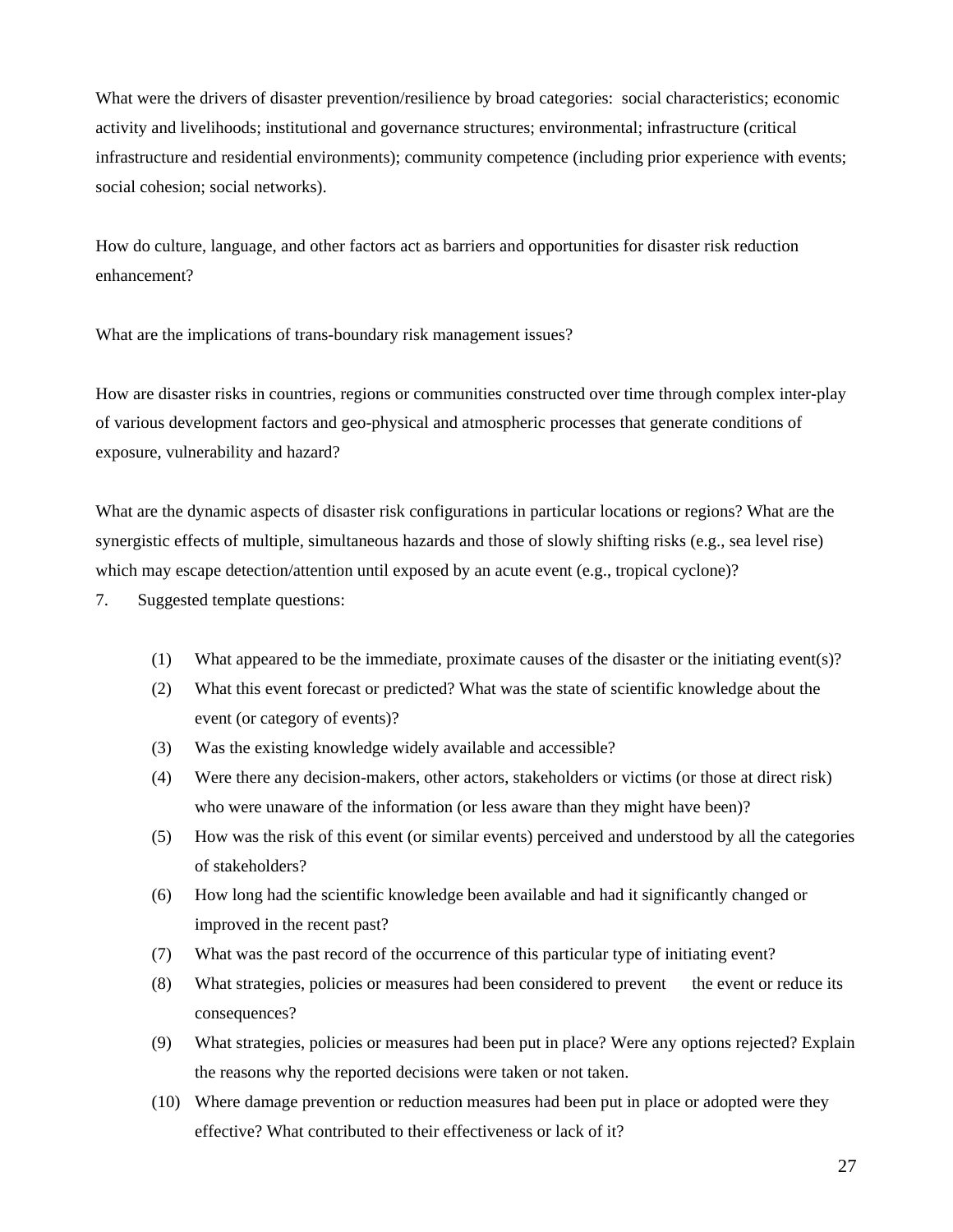What were the drivers of disaster prevention/resilience by broad categories: social characteristics; economic activity and livelihoods; institutional and governance structures; environmental; infrastructure (critical infrastructure and residential environments); community competence (including prior experience with events; social cohesion; social networks).

How do culture, language, and other factors act as barriers and opportunities for disaster risk reduction enhancement?

What are the implications of trans-boundary risk management issues?

How are disaster risks in countries, regions or communities constructed over time through complex inter-play of various development factors and geo-physical and atmospheric processes that generate conditions of exposure, vulnerability and hazard?

What are the dynamic aspects of disaster risk configurations in particular locations or regions? What are the synergistic effects of multiple, simultaneous hazards and those of slowly shifting risks (e.g., sea level rise) which may escape detection/attention until exposed by an acute event (e.g., tropical cyclone)?

7. Suggested template questions:

(1) What appeared to be the immediate, proximate causes of the disaster or the initiating event(s)?

(2) What this event forecast or predicted? What was the state of scientific knowledge about the event (or category of events)?

(3) Was the existing knowledge widely available and accessible?

(4) Were there any decision-makers, other actors, stakeholders or victims (or those at direct risk) who were unaware of the information (or less aware than they might have been)?

(5) How was the risk of this event (or similar events) perceived and understood by all the categories of stakeholders?

(6) How long had the scientific knowledge been available and had it significantly changed or improved in the recent past?

(7) What was the past record of the occurrence of this particular type of initiating event?

(8) What strategies, policies or measures had been considered to prevent the event or reduce its consequences?

(9) What strategies, policies or measures had been put in place? Were any options rejected? Explain the reasons why the reported decisions were taken or not taken.

(10) Where damage prevention or reduction measures had been put in place or adopted were they effective? What contributed to their effectiveness or lack of it?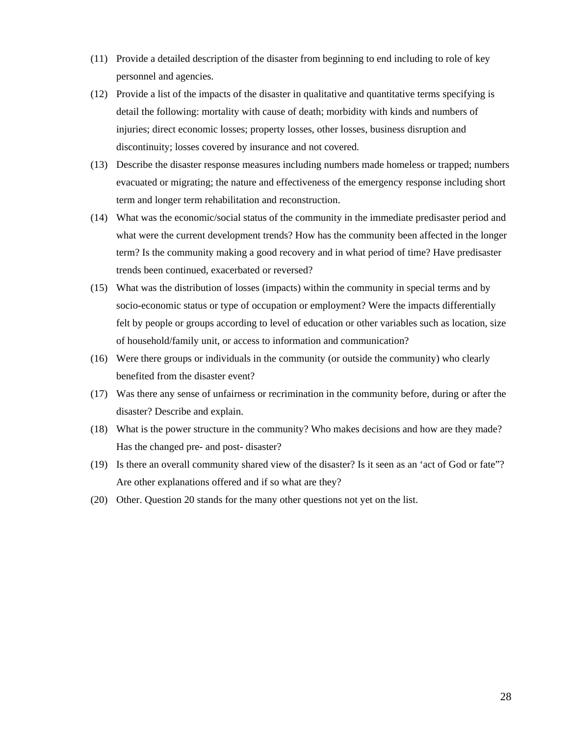(11) Provide a detailed description of the disaster from beginning to end including to role of key personnel and agencies.

(12) Provide a list of the impacts of the disaster in qualitative and quantitative terms specifying is detail the following: mortality with cause of death; morbidity with kinds and numbers of injuries; direct economic losses; property losses, other losses, business disruption and discontinuity; losses covered by insurance and not covered.

(13) Describe the disaster response measures including numbers made homeless or trapped; numbers evacuated or migrating; the nature and effectiveness of the emergency response including short term and longer term rehabilitation and reconstruction.

(14) What was the economic/social status of the community in the immediate predisaster period and what were the current development trends? How has the community been affected in the longer term? Is the community making a good recovery and in what period of time? Have predisaster trends been continued, exacerbated or reversed?

(15) What was the distribution of losses (impacts) within the community in special terms and by socio-economic status or type of occupation or employment? Were the impacts differentially felt by people or groups according to level of education or other variables such as location, size of household/family unit, or access to information and communication?

(16) Were there groups or individuals in the community (or outside the community) who clearly benefited from the disaster event?

(17) Was there any sense of unfairness or recrimination in the community before, during or after the disaster? Describe and explain.

(18) What is the power structure in the community? Who makes decisions and how are they made? Has the changed pre- and post- disaster?

(19) Is there an overall community shared view of the disaster? Is it seen as an ‘act of God or fate”? Are other explanations offered and if so what are they?

(20) Other. Question 20 stands for the many other questions not yet on the list.